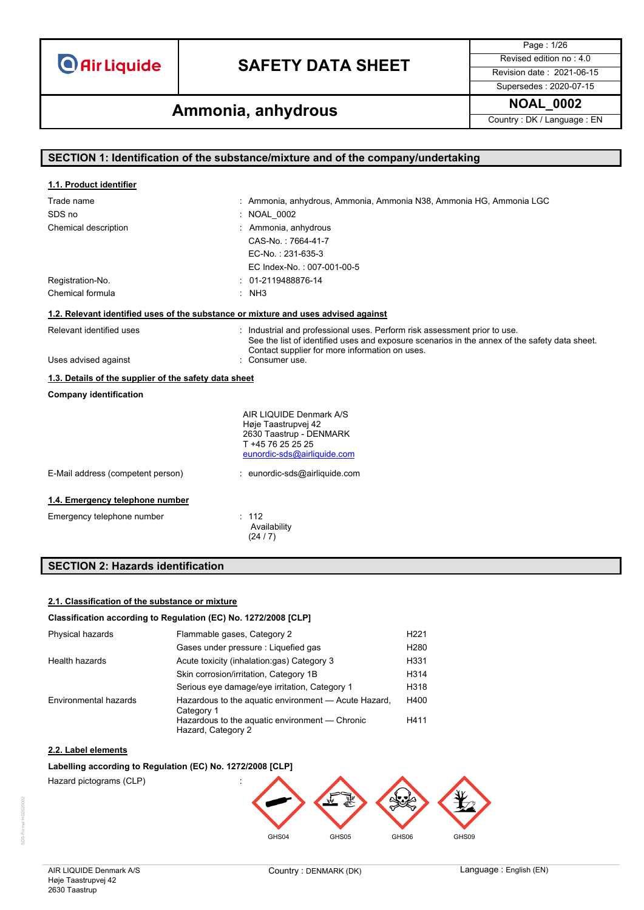# SAFETY DATA SHEET

## Ammonia, anhydrous

NOAL_0002

Country : DK / Language : EN

Revised edition no : 4.0
Revision date : 2021-06-15
Supersedes : 2020-07-15

## SECTION 1: Identification of the substance/mixture and of the company/undertaking

### 1.1. Product identifier

| | |
|---|---|
| Trade name | : Ammonia, anhydrous, Ammonia, Ammonia N38, Ammonia HG, Ammonia LGC |
| SDS no | : NOAL_0002 |
| Chemical description | : Ammonia, anhydrous<br>CAS-No. : 7664-41-7<br>EC-No. : 231-635-3<br>EC Index-No. : 007-001-00-5 |
| Registration-No. | : 01-2119488876-14 |
| Chemical formula | : $NH_3$ |

### 1.2. Relevant identified uses of the substance or mixture and uses advised against

| | |
|---|---|
| Relevant identified uses | : Industrial and professional uses. Perform risk assessment prior to use.<br>See the list of identified uses and exposure scenarios in the annex of the safety data sheet.<br>Contact supplier for more information on uses. |
| Uses advised against | : Consumer use. |

### 1.3. Details of the supplier of the safety data sheet

**Company identification**

AIR LIQUIDE Denmark A/S
Høje Taastrupvej 42
2630 Taastrup - DENMARK
T +45 76 25 25 25
eunordic-sds@airliquide.com

E-Mail address (competent person) : eunordic-sds@airliquide.com

### 1.4. Emergency telephone number

Emergency telephone number : 112
Availability
(24 / 7)

## SECTION 2: Hazards identification

### 2.1. Classification of the substance or mixture

**Classification according to Regulation (EC) No. 1272/2008 [CLP]**

| | | |
|---|---|---|
| Physical hazards | Flammable gases, Category 2 | H221 |
| | Gases under pressure : Liquefied gas | H280 |
| Health hazards | Acute toxicity (inhalation:gas) Category 3 | H331 |
| | Skin corrosion/irritation, Category 1B | H314 |
| | Serious eye damage/eye irritation, Category 1 | H318 |
| Environmental hazards | Hazardous to the aquatic environment — Acute Hazard, Category 1 | H400 |
| | Hazardous to the aquatic environment — Chronic Hazard, Category 2 | H411 |

### 2.2. Label elements

**Labelling according to Regulation (EC) No. 1272/2008 [CLP]**

Hazard pictograms (CLP) :

GHS04 GHS05 GHS06 GHS09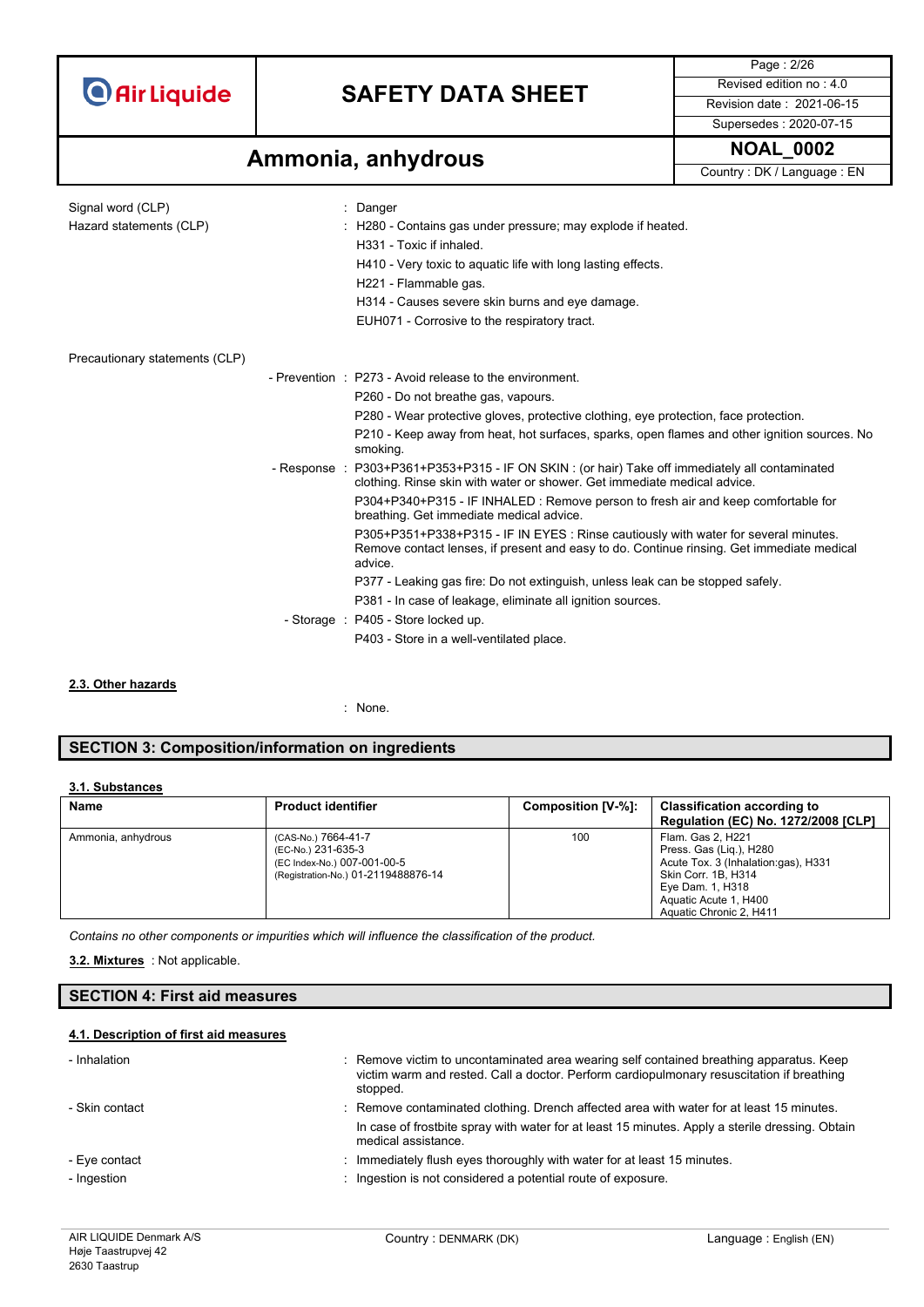Signal word (CLP) : Danger

Hazard statements (CLP) : H280 - Contains gas under pressure; may explode if heated.
H331 - Toxic if inhaled.
H410 - Very toxic to aquatic life with long lasting effects.
H221 - Flammable gas.
H314 - Causes severe skin burns and eye damage.
EUH071 - Corrosive to the respiratory tract.

Precautionary statements (CLP)

- Prevention : P273 - Avoid release to the environment.
  P260 - Do not breathe gas, vapours.
  P280 - Wear protective gloves, protective clothing, eye protection, face protection.
  P210 - Keep away from heat, hot surfaces, sparks, open flames and other ignition sources. No smoking.
- Response : P303+P361+P353+P315 - IF ON SKIN : (or hair) Take off immediately all contaminated clothing. Rinse skin with water or shower. Get immediate medical advice.
  P304+P340+P315 - IF INHALED : Remove person to fresh air and keep comfortable for breathing. Get immediate medical advice.
  P305+P351+P338+P315 - IF IN EYES : Rinse cautiously with water for several minutes. Remove contact lenses, if present and easy to do. Continue rinsing. Get immediate medical advice.
  P377 - Leaking gas fire: Do not extinguish, unless leak can be stopped safely.
  P381 - In case of leakage, eliminate all ignition sources.
- Storage : P405 - Store locked up.
  P403 - Store in a well-ventilated place.

### 2.3. Other hazards

: None.

## SECTION 3: Composition/information on ingredients

### 3.1. Substances

| Name | Product identifier | Composition [V-%]: | Classification according to Regulation (EC) No. 1272/2008 [CLP] |
|---|---|---|---|
| Ammonia, anhydrous | (CAS-No.) 7664-41-7<br>(EC-No.) 231-635-3<br>(EC Index-No.) 007-001-00-5<br>(Registration-No.) 01-2119488876-14 | 100 | Flam. Gas 2, H221<br>Press. Gas (Liq.), H280<br>Acute Tox. 3 (Inhalation:gas), H331<br>Skin Corr. 1B, H314<br>Eye Dam. 1, H318<br>Aquatic Acute 1, H400<br>Aquatic Chronic 2, H411 |

*Contains no other components or impurities which will influence the classification of the product.*

**3.2. Mixtures** : Not applicable.

## SECTION 4: First aid measures

### 4.1. Description of first aid measures

- Inhalation : Remove victim to uncontaminated area wearing self contained breathing apparatus. Keep victim warm and rested. Call a doctor. Perform cardiopulmonary resuscitation if breathing stopped.
- Skin contact : Remove contaminated clothing. Drench affected area with water for at least 15 minutes.
  In case of frostbite spray with water for at least 15 minutes. Apply a sterile dressing. Obtain medical assistance.
- Eye contact : Immediately flush eyes thoroughly with water for at least 15 minutes.
- Ingestion : Ingestion is not considered a potential route of exposure.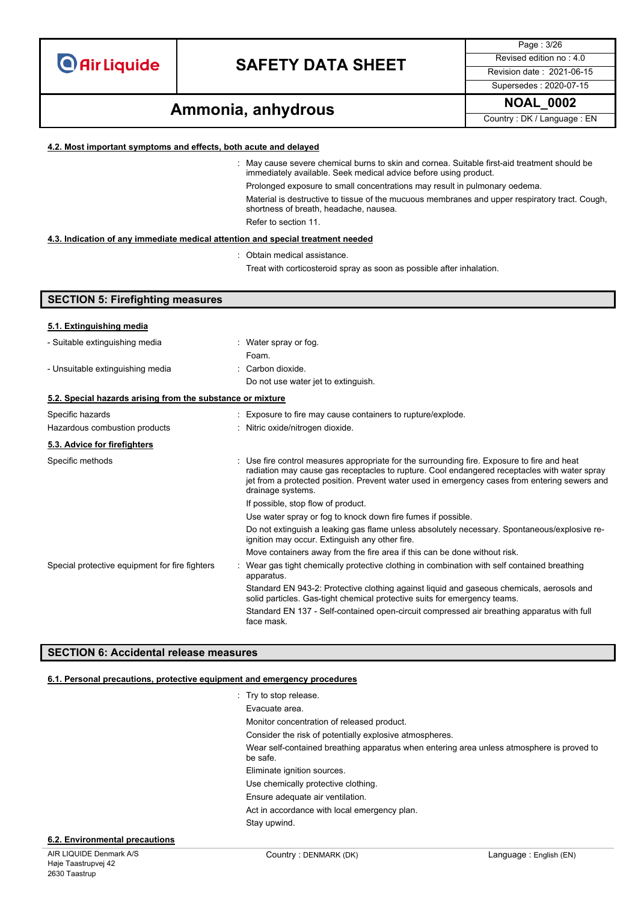#### 4.2. Most important symptoms and effects, both acute and delayed

: May cause severe chemical burns to skin and cornea. Suitable first-aid treatment should be immediately available. Seek medical advice before using product.

Prolonged exposure to small concentrations may result in pulmonary oedema.

Material is destructive to tissue of the mucuous membranes and upper respiratory tract. Cough, shortness of breath, headache, nausea.

Refer to section 11.

#### 4.3. Indication of any immediate medical attention and special treatment needed

: Obtain medical assistance.

Treat with corticosteroid spray as soon as possible after inhalation.

## SECTION 5: Firefighting measures

#### 5.1. Extinguishing media

- Suitable extinguishing media : Water spray or fog.
  Foam.
- Unsuitable extinguishing media : Carbon dioxide.
  Do not use water jet to extinguish.

#### 5.2. Special hazards arising from the substance or mixture

Specific hazards : Exposure to fire may cause containers to rupture/explode.

Hazardous combustion products : Nitric oxide/nitrogen dioxide.

#### 5.3. Advice for firefighters

Specific methods : Use fire control measures appropriate for the surrounding fire. Exposure to fire and heat radiation may cause gas receptacles to rupture. Cool endangered receptacles with water spray jet from a protected position. Prevent water used in emergency cases from entering sewers and drainage systems.

If possible, stop flow of product.

Use water spray or fog to knock down fire fumes if possible.

Do not extinguish a leaking gas flame unless absolutely necessary. Spontaneous/explosive re-ignition may occur. Extinguish any other fire.

Move containers away from the fire area if this can be done without risk.

Special protective equipment for fire fighters : Wear gas tight chemically protective clothing in combination with self contained breathing apparatus.

Standard EN 943-2: Protective clothing against liquid and gaseous chemicals, aerosols and solid particles. Gas-tight chemical protective suits for emergency teams.

Standard EN 137 - Self-contained open-circuit compressed air breathing apparatus with full face mask.

## SECTION 6: Accidental release measures

#### 6.1. Personal precautions, protective equipment and emergency procedures

: Try to stop release.

Evacuate area.

Monitor concentration of released product.

Consider the risk of potentially explosive atmospheres.

Wear self-contained breathing apparatus when entering area unless atmosphere is proved to be safe.

Eliminate ignition sources.

Use chemically protective clothing.

Ensure adequate air ventilation.

Act in accordance with local emergency plan.

Stay upwind.

#### 6.2. Environmental precautions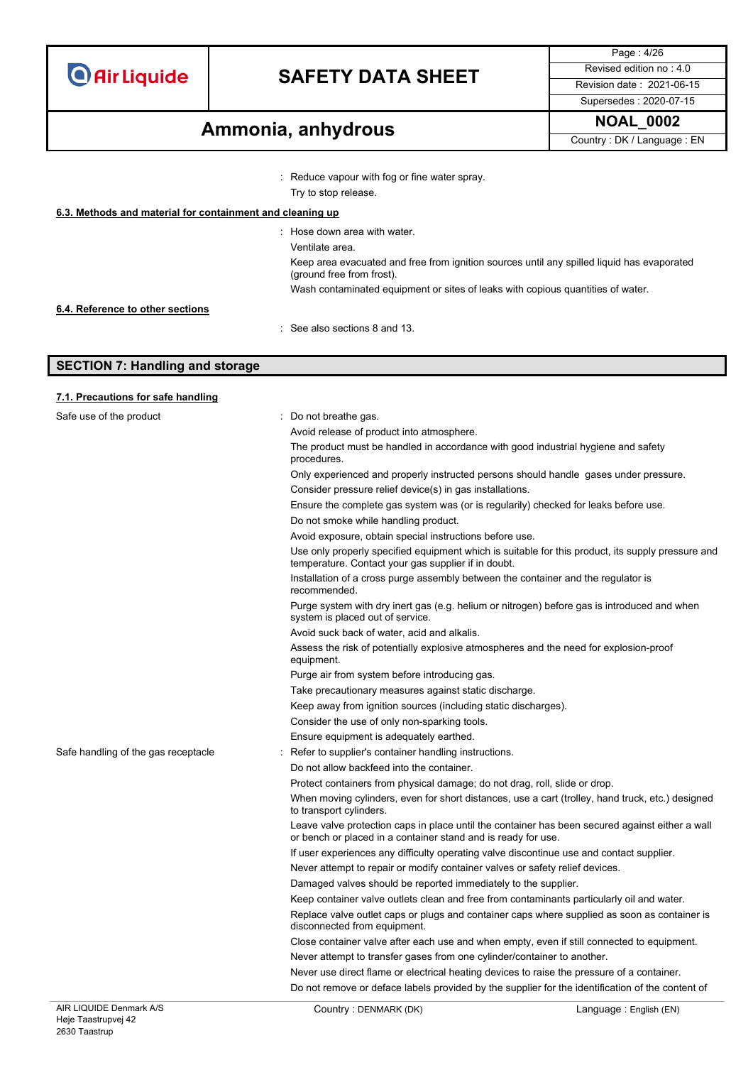: Reduce vapour with fog or fine water spray.

Try to stop release.

**6.3. Methods and material for containment and cleaning up**

: Hose down area with water.

Ventilate area.

Keep area evacuated and free from ignition sources until any spilled liquid has evaporated (ground free from frost).

Wash contaminated equipment or sites of leaks with copious quantities of water.

**6.4. Reference to other sections**

: See also sections 8 and 13.

## SECTION 7: Handling and storage

**7.1. Precautions for safe handling**

Safe use of the product : Do not breathe gas.

Avoid release of product into atmosphere.

The product must be handled in accordance with good industrial hygiene and safety procedures.

Only experienced and properly instructed persons should handle gases under pressure.

Consider pressure relief device(s) in gas installations.

Ensure the complete gas system was (or is regularily) checked for leaks before use.

Do not smoke while handling product.

Avoid exposure, obtain special instructions before use.

Use only properly specified equipment which is suitable for this product, its supply pressure and temperature. Contact your gas supplier if in doubt.

Installation of a cross purge assembly between the container and the regulator is recommended.

Purge system with dry inert gas (e.g. helium or nitrogen) before gas is introduced and when system is placed out of service.

Avoid suck back of water, acid and alkalis.

Assess the risk of potentially explosive atmospheres and the need for explosion-proof equipment.

Purge air from system before introducing gas.

Take precautionary measures against static discharge.

Keep away from ignition sources (including static discharges).

Consider the use of only non-sparking tools.

Ensure equipment is adequately earthed.

Safe handling of the gas receptacle : Refer to supplier's container handling instructions.

Do not allow backfeed into the container.

Protect containers from physical damage; do not drag, roll, slide or drop.

When moving cylinders, even for short distances, use a cart (trolley, hand truck, etc.) designed to transport cylinders.

Leave valve protection caps in place until the container has been secured against either a wall or bench or placed in a container stand and is ready for use.

If user experiences any difficulty operating valve discontinue use and contact supplier.

Never attempt to repair or modify container valves or safety relief devices.

Damaged valves should be reported immediately to the supplier.

Keep container valve outlets clean and free from contaminants particularly oil and water.

Replace valve outlet caps or plugs and container caps where supplied as soon as container is disconnected from equipment.

Close container valve after each use and when empty, even if still connected to equipment.

Never attempt to transfer gases from one cylinder/container to another.

Never use direct flame or electrical heating devices to raise the pressure of a container.

Do not remove or deface labels provided by the supplier for the identification of the content of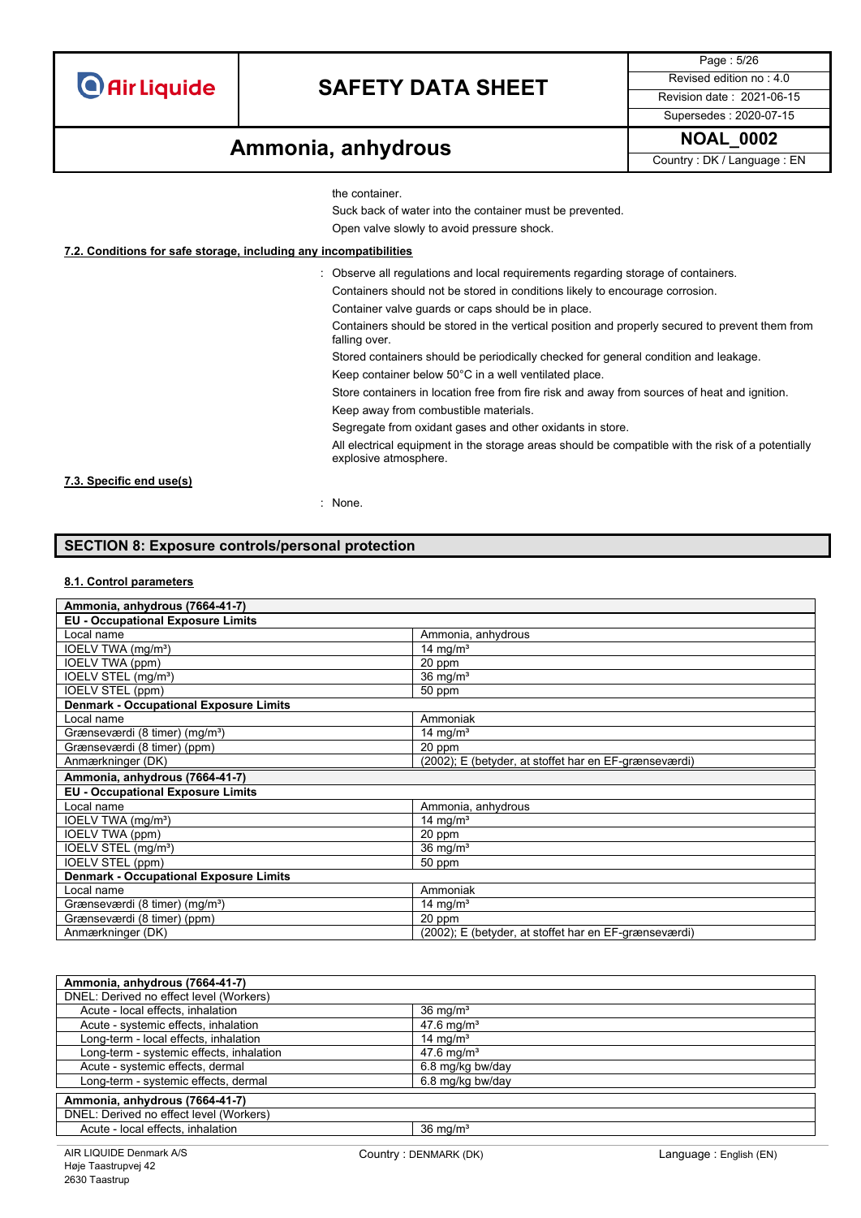the container.

Suck back of water into the container must be prevented.

Open valve slowly to avoid pressure shock.

### 7.2. Conditions for safe storage, including any incompatibilities

: Observe all regulations and local requirements regarding storage of containers.

Containers should not be stored in conditions likely to encourage corrosion.

Container valve guards or caps should be in place.

Containers should be stored in the vertical position and properly secured to prevent them from falling over.

Stored containers should be periodically checked for general condition and leakage.

Keep container below 50°C in a well ventilated place.

Store containers in location free from fire risk and away from sources of heat and ignition.

Keep away from combustible materials.

Segregate from oxidant gases and other oxidants in store.

All electrical equipment in the storage areas should be compatible with the risk of a potentially explosive atmosphere.

### 7.3. Specific end use(s)

: None.

## SECTION 8: Exposure controls/personal protection

### 8.1. Control parameters

| **Ammonia, anhydrous (7664-41-7)** | |
|---|---|
| **EU - Occupational Exposure Limits** | |
| Local name | Ammonia, anhydrous |
| IOELV TWA (mg/m³) | 14 mg/m³ |
| IOELV TWA (ppm) | 20 ppm |
| IOELV STEL (mg/m³) | 36 mg/m³ |
| IOELV STEL (ppm) | 50 ppm |
| **Denmark - Occupational Exposure Limits** | |
| Local name | Ammoniak |
| Grænseværdi (8 timer) (mg/m³) | 14 mg/m³ |
| Grænseværdi (8 timer) (ppm) | 20 ppm |
| Anmærkninger (DK) | (2002); E (betyder, at stoffet har en EF-grænseværdi) |
| **Ammonia, anhydrous (7664-41-7)** | |
| **EU - Occupational Exposure Limits** | |
| Local name | Ammonia, anhydrous |
| IOELV TWA (mg/m³) | 14 mg/m³ |
| IOELV TWA (ppm) | 20 ppm |
| IOELV STEL (mg/m³) | 36 mg/m³ |
| IOELV STEL (ppm) | 50 ppm |
| **Denmark - Occupational Exposure Limits** | |
| Local name | Ammoniak |
| Grænseværdi (8 timer) (mg/m³) | 14 mg/m³ |
| Grænseværdi (8 timer) (ppm) | 20 ppm |
| Anmærkninger (DK) | (2002); E (betyder, at stoffet har en EF-grænseværdi) |

| **Ammonia, anhydrous (7664-41-7)** | |
|---|---|
| DNEL: Derived no effect level (Workers) | |
| Acute - local effects, inhalation | 36 mg/m³ |
| Acute - systemic effects, inhalation | 47.6 mg/m³ |
| Long-term - local effects, inhalation | 14 mg/m³ |
| Long-term - systemic effects, inhalation | 47.6 mg/m³ |
| Acute - systemic effects, dermal | 6.8 mg/kg bw/day |
| Long-term - systemic effects, dermal | 6.8 mg/kg bw/day |

| **Ammonia, anhydrous (7664-41-7)** | |
|---|---|
| DNEL: Derived no effect level (Workers) | |
| Acute - local effects, inhalation | 36 mg/m³ |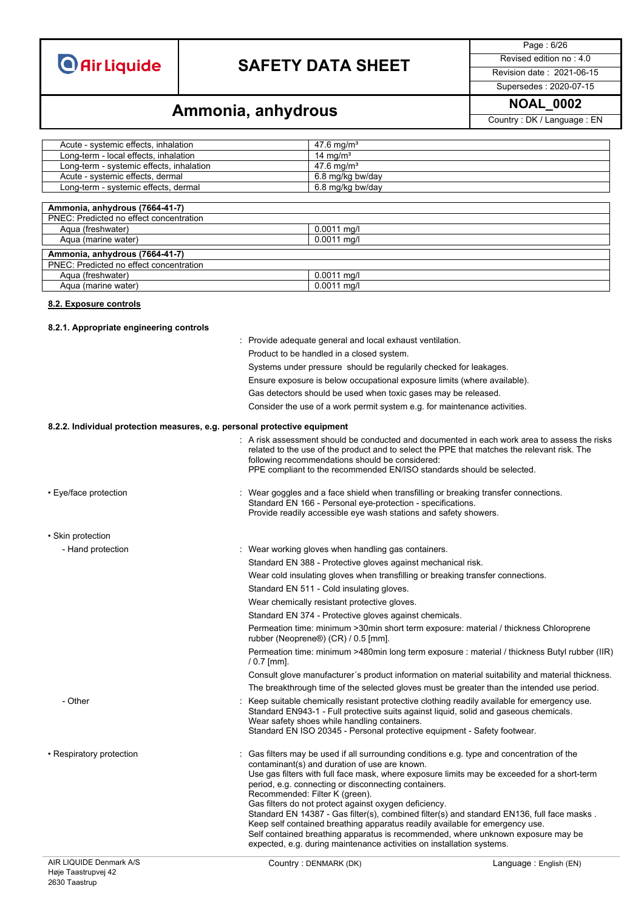| | |
|---|---|
| Acute - systemic effects, inhalation | 47.6 mg/m³ |
| Long-term - local effects, inhalation | 14 mg/m³ |
| Long-term - systemic effects, inhalation | 47.6 mg/m³ |
| Acute - systemic effects, dermal | 6.8 mg/kg bw/day |
| Long-term - systemic effects, dermal | 6.8 mg/kg bw/day |

| **Ammonia, anhydrous (7664-41-7)** | |
|---|---|
| PNEC: Predicted no effect concentration | |
| Aqua (freshwater) | 0.0011 mg/l |
| Aqua (marine water) | 0.0011 mg/l |

| **Ammonia, anhydrous (7664-41-7)** | |
|---|---|
| PNEC: Predicted no effect concentration | |
| Aqua (freshwater) | 0.0011 mg/l |
| Aqua (marine water) | 0.0011 mg/l |

## 8.2. Exposure controls

### 8.2.1. Appropriate engineering controls

: Provide adequate general and local exhaust ventilation.
Product to be handled in a closed system.
Systems under pressure should be regularly checked for leakages.
Ensure exposure is below occupational exposure limits (where available).
Gas detectors should be used when toxic gases may be released.
Consider the use of a work permit system e.g. for maintenance activities.

### 8.2.2. Individual protection measures, e.g. personal protective equipment

: A risk assessment should be conducted and documented in each work area to assess the risks related to the use of the product and to select the PPE that matches the relevant risk. The following recommendations should be considered:
PPE compliant to the recommended EN/ISO standards should be selected.

• Eye/face protection : Wear goggles and a face shield when transfilling or breaking transfer connections.
Standard EN 166 - Personal eye-protection - specifications.
Provide readily accessible eye wash stations and safety showers.

• Skin protection

- Hand protection : Wear working gloves when handling gas containers.
Standard EN 388 - Protective gloves against mechanical risk.
Wear cold insulating gloves when transfilling or breaking transfer connections.
Standard EN 511 - Cold insulating gloves.
Wear chemically resistant protective gloves.
Standard EN 374 - Protective gloves against chemicals.
Permeation time: minimum >30min short term exposure: material / thickness Chloroprene rubber (Neoprene®) (CR) / 0.5 [mm].
Permeation time: minimum >480min long term exposure : material / thickness Butyl rubber (IIR) / 0.7 [mm].
Consult glove manufacturer´s product information on material suitability and material thickness.
The breakthrough time of the selected gloves must be greater than the intended use period.

- Other : Keep suitable chemically resistant protective clothing readily available for emergency use.
Standard EN943-1 - Full protective suits against liquid, solid and gaseous chemicals.
Wear safety shoes while handling containers.
Standard EN ISO 20345 - Personal protective equipment - Safety footwear.

• Respiratory protection : Gas filters may be used if all surrounding conditions e.g. type and concentration of the contaminant(s) and duration of use are known.
Use gas filters with full face mask, where exposure limits may be exceeded for a short-term period, e.g. connecting or disconnecting containers.
Recommended: Filter K (green).
Gas filters do not protect against oxygen deficiency.
Standard EN 14387 - Gas filter(s), combined filter(s) and standard EN136, full face masks .
Keep self contained breathing apparatus readily available for emergency use.
Self contained breathing apparatus is recommended, where unknown exposure may be expected, e.g. during maintenance activities on installation systems.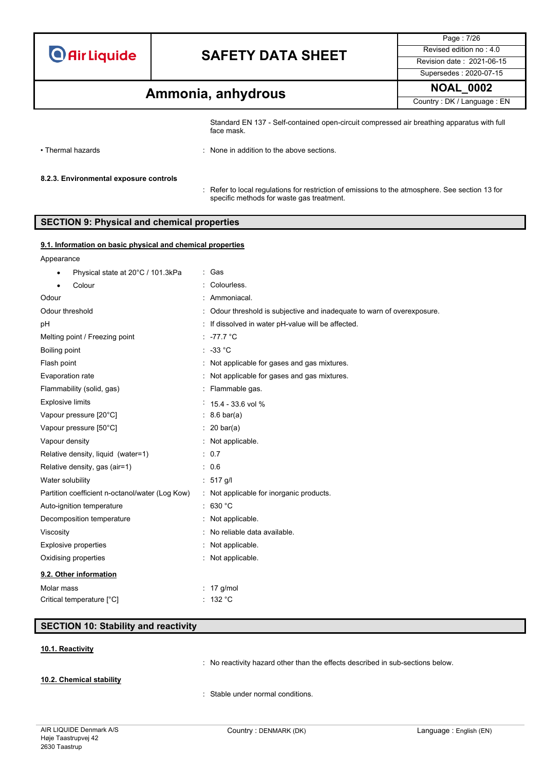Standard EN 137 - Self-contained open-circuit compressed air breathing apparatus with full face mask.

- Thermal hazards : None in addition to the above sections.

**8.2.3. Environmental exposure controls**

: Refer to local regulations for restriction of emissions to the atmosphere. See section 13 for specific methods for waste gas treatment.

## SECTION 9: Physical and chemical properties

### 9.1. Information on basic physical and chemical properties

Appearance

| | |
|---|---|
| • Physical state at 20°C / 101.3kPa | : Gas |
| • Colour | : Colourless. |
| Odour | : Ammoniacal. |
| Odour threshold | : Odour threshold is subjective and inadequate to warn of overexposure. |
| pH | : If dissolved in water pH-value will be affected. |
| Melting point / Freezing point | : -77.7 °C |
| Boiling point | : -33 °C |
| Flash point | : Not applicable for gases and gas mixtures. |
| Evaporation rate | : Not applicable for gases and gas mixtures. |
| Flammability (solid, gas) | : Flammable gas. |
| Explosive limits | : 15.4 - 33.6 vol % |
| Vapour pressure [20°C] | : 8.6 bar(a) |
| Vapour pressure [50°C] | : 20 bar(a) |
| Vapour density | : Not applicable. |
| Relative density, liquid (water=1) | : 0.7 |
| Relative density, gas (air=1) | : 0.6 |
| Water solubility | : 517 g/l |
| Partition coefficient n-octanol/water (Log Kow) | : Not applicable for inorganic products. |
| Auto-ignition temperature | : 630 °C |
| Decomposition temperature | : Not applicable. |
| Viscosity | : No reliable data available. |
| Explosive properties | : Not applicable. |
| Oxidising properties | : Not applicable. |

### 9.2. Other information

| | |
|---|---|
| Molar mass | : 17 g/mol |
| Critical temperature [°C] | : 132 °C |

## SECTION 10: Stability and reactivity

### 10.1. Reactivity

: No reactivity hazard other than the effects described in sub-sections below.

### 10.2. Chemical stability

: Stable under normal conditions.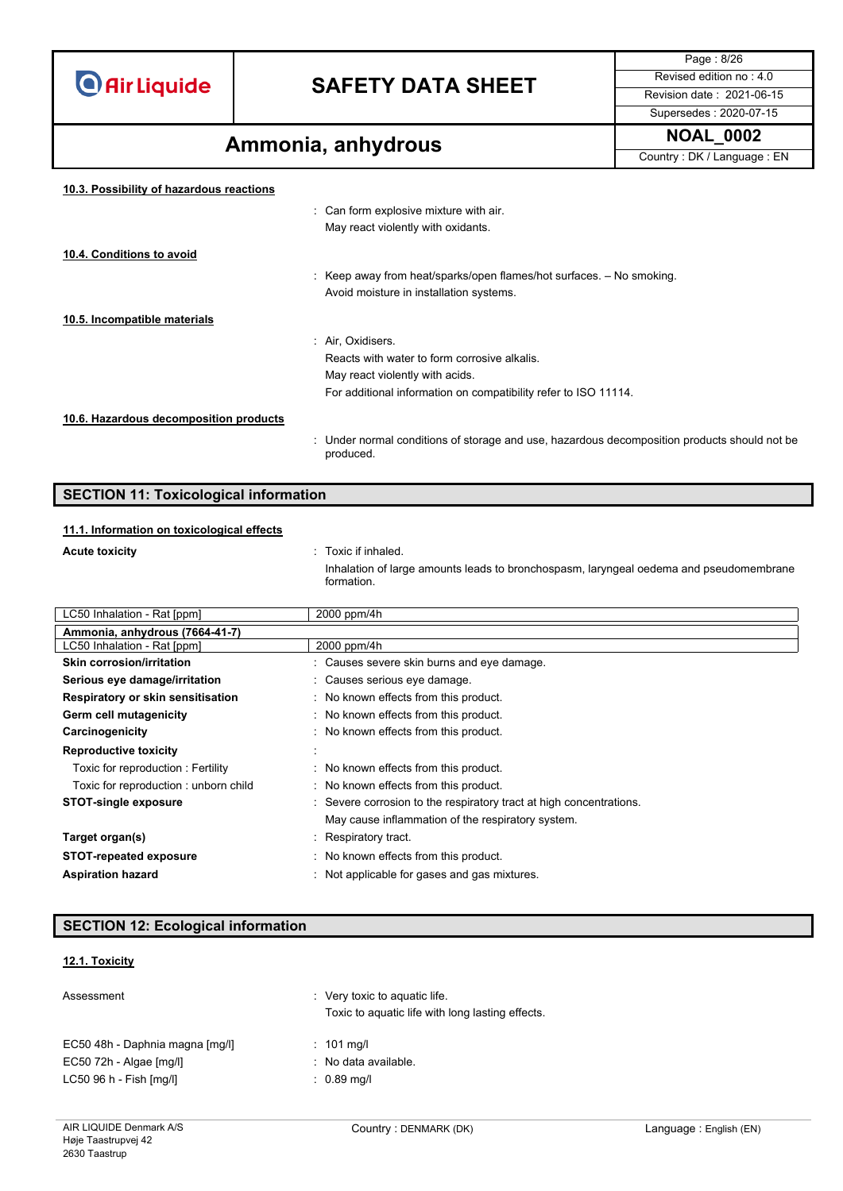#### 10.3. Possibility of hazardous reactions

: Can form explosive mixture with air.
May react violently with oxidants.

#### 10.4. Conditions to avoid

: Keep away from heat/sparks/open flames/hot surfaces. – No smoking.
Avoid moisture in installation systems.

#### 10.5. Incompatible materials

: Air, Oxidisers.
Reacts with water to form corrosive alkalis.
May react violently with acids.
For additional information on compatibility refer to ISO 11114.

#### 10.6. Hazardous decomposition products

: Under normal conditions of storage and use, hazardous decomposition products should not be produced.

## SECTION 11: Toxicological information

#### 11.1. Information on toxicological effects

**Acute toxicity** : Toxic if inhaled.
Inhalation of large amounts leads to bronchospasm, laryngeal oedema and pseudomembrane formation.

| LC50 Inhalation - Rat [ppm] | 2000 ppm/4h |
|---|---|

| **Ammonia, anhydrous (7664-41-7)** | |
|---|---|
| LC50 Inhalation - Rat [ppm] | 2000 ppm/4h |

**Skin corrosion/irritation** : Causes severe skin burns and eye damage.

**Serious eye damage/irritation** : Causes serious eye damage.

**Respiratory or skin sensitisation** : No known effects from this product.

**Germ cell mutagenicity** : No known effects from this product.

**Carcinogenicity** : No known effects from this product.

**Reproductive toxicity** :

Toxic for reproduction : Fertility : No known effects from this product.

Toxic for reproduction : unborn child : No known effects from this product.

**STOT-single exposure** : Severe corrosion to the respiratory tract at high concentrations.
May cause inflammation of the respiratory system.

**Target organ(s)** : Respiratory tract.

**STOT-repeated exposure** : No known effects from this product.

**Aspiration hazard** : Not applicable for gases and gas mixtures.

## SECTION 12: Ecological information

#### 12.1. Toxicity

Assessment : Very toxic to aquatic life.
Toxic to aquatic life with long lasting effects.

EC50 48h - Daphnia magna [mg/l] : 101 mg/l

EC50 72h - Algae [mg/l] : No data available.

LC50 96 h - Fish [mg/l] : 0.89 mg/l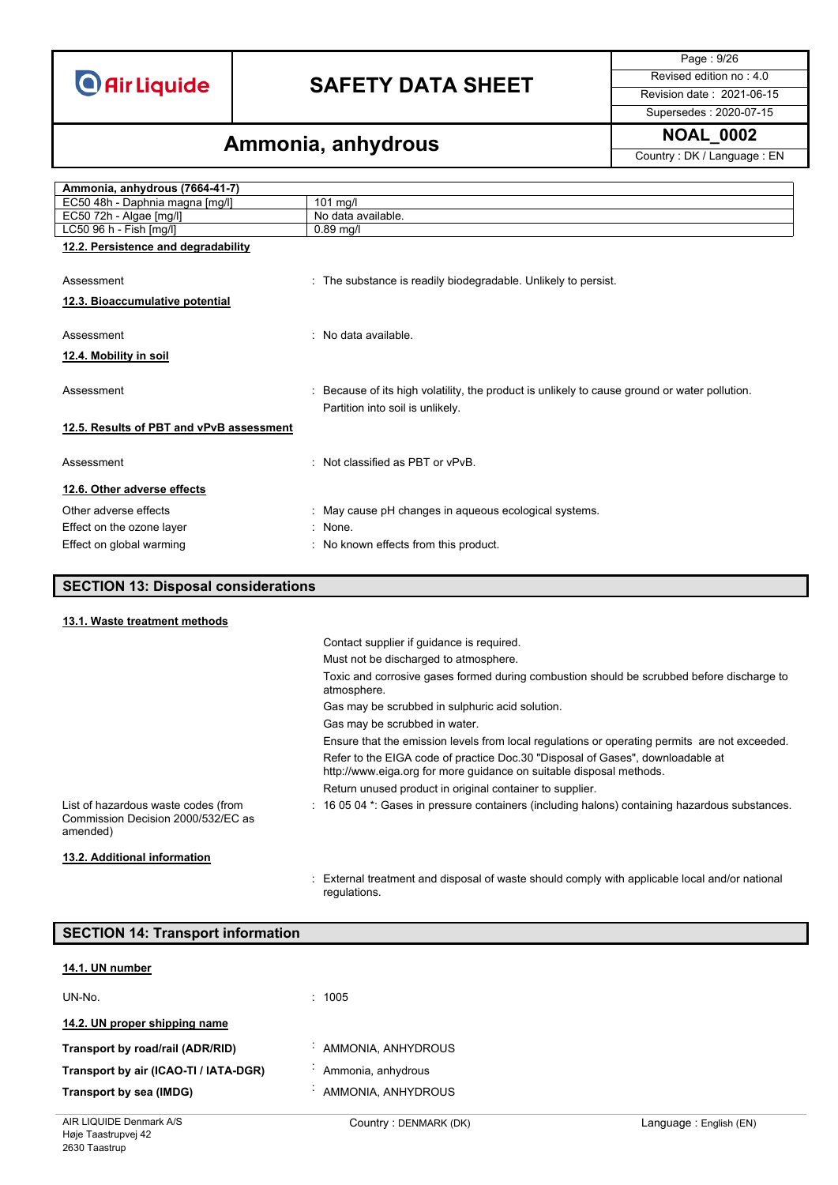| Ammonia, anhydrous (7664-41-7) | |
|---|---|
| EC50 48h - Daphnia magna [mg/l] | 101 mg/l |
| EC50 72h - Algae [mg/l] | No data available. |
| LC50 96 h - Fish [mg/l] | 0.89 mg/l |

### 12.2. Persistence and degradability

Assessment : The substance is readily biodegradable. Unlikely to persist.

### 12.3. Bioaccumulative potential

Assessment : No data available.

### 12.4. Mobility in soil

Assessment : Because of its high volatility, the product is unlikely to cause ground or water pollution. Partition into soil is unlikely.

### 12.5. Results of PBT and vPvB assessment

Assessment : Not classified as PBT or vPvB.

### 12.6. Other adverse effects

Other adverse effects : May cause pH changes in aqueous ecological systems.

Effect on the ozone layer : None.

Effect on global warming : No known effects from this product.

## SECTION 13: Disposal considerations

### 13.1. Waste treatment methods

Contact supplier if guidance is required.
Must not be discharged to atmosphere.
Toxic and corrosive gases formed during combustion should be scrubbed before discharge to atmosphere.
Gas may be scrubbed in sulphuric acid solution.
Gas may be scrubbed in water.
Ensure that the emission levels from local regulations or operating permits are not exceeded.
Refer to the EIGA code of practice Doc.30 "Disposal of Gases", downloadable at http://www.eiga.org for more guidance on suitable disposal methods.
Return unused product in original container to supplier.

List of hazardous waste codes (from Commission Decision 2000/532/EC as amended) : 16 05 04 *: Gases in pressure containers (including halons) containing hazardous substances.

### 13.2. Additional information

: External treatment and disposal of waste should comply with applicable local and/or national regulations.

## SECTION 14: Transport information

### 14.1. UN number

UN-No. : 1005

### 14.2. UN proper shipping name

**Transport by road/rail (ADR/RID)** : AMMONIA, ANHYDROUS

**Transport by air (ICAO-TI / IATA-DGR)** : Ammonia, anhydrous

**Transport by sea (IMDG)** : AMMONIA, ANHYDROUS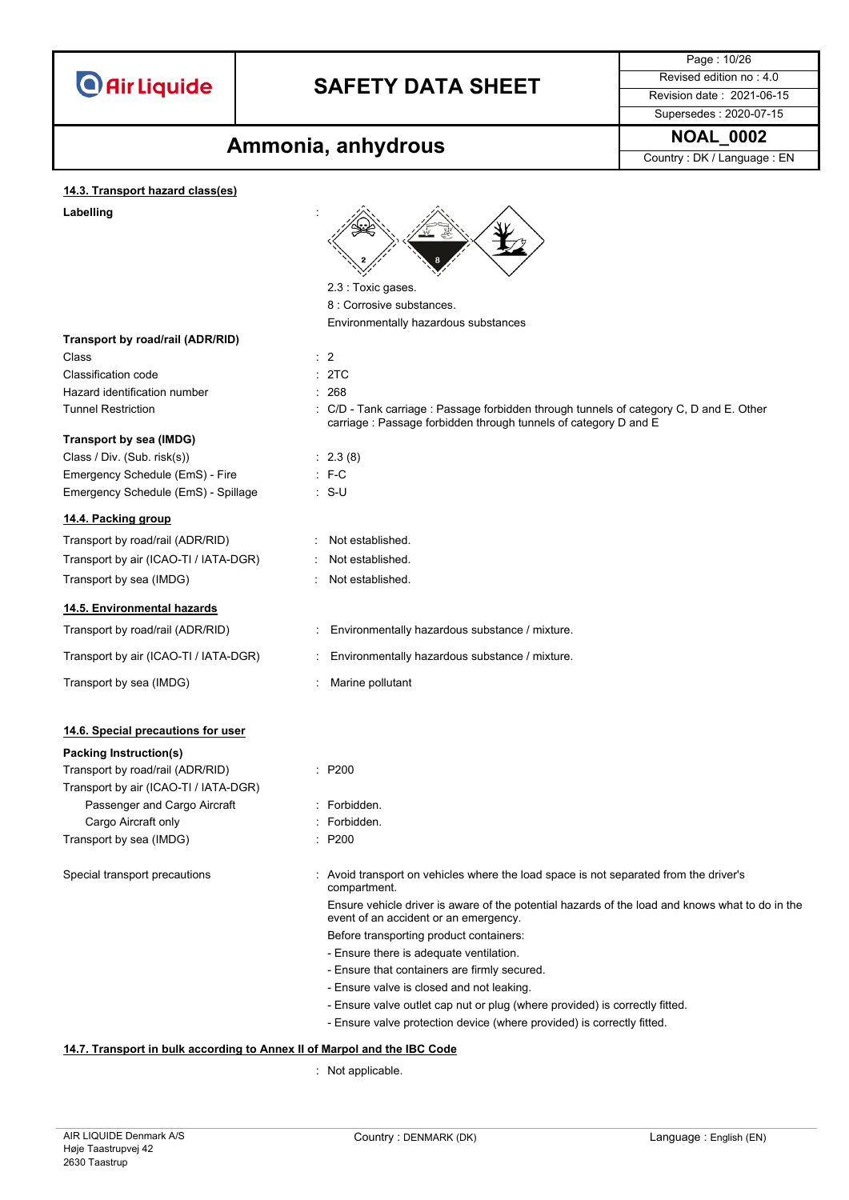#### 14.3. Transport hazard class(es)

| | |
|---|---|
| **Labelling** | : 2.3 : Toxic gases.<br>8 : Corrosive substances.<br>Environmentally hazardous substances |

**Transport by road/rail (ADR/RID)**

| | |
|---|---|
| Class | : 2 |
| Classification code | : 2TC |
| Hazard identification number | : 268 |
| Tunnel Restriction | : C/D - Tank carriage : Passage forbidden through tunnels of category C, D and E. Other carriage : Passage forbidden through tunnels of category D and E |

**Transport by sea (IMDG)**

| | |
|---|---|
| Class / Div. (Sub. risk(s)) | : 2.3 (8) |
| Emergency Schedule (EmS) - Fire | : F-C |
| Emergency Schedule (EmS) - Spillage | : S-U |

#### 14.4. Packing group

| | |
|---|---|
| Transport by road/rail (ADR/RID) | : Not established. |
| Transport by air (ICAO-TI / IATA-DGR) | : Not established. |
| Transport by sea (IMDG) | : Not established. |

#### 14.5. Environmental hazards

| | |
|---|---|
| Transport by road/rail (ADR/RID) | : Environmentally hazardous substance / mixture. |
| Transport by air (ICAO-TI / IATA-DGR) | : Environmentally hazardous substance / mixture. |
| Transport by sea (IMDG) | : Marine pollutant |

#### 14.6. Special precautions for user

**Packing Instruction(s)**

| | |
|---|---|
| Transport by road/rail (ADR/RID) | : P200 |
| Transport by air (ICAO-TI / IATA-DGR) | |
| Passenger and Cargo Aircraft | : Forbidden. |
| Cargo Aircraft only | : Forbidden. |
| Transport by sea (IMDG) | : P200 |

Special transport precautions : Avoid transport on vehicles where the load space is not separated from the driver's compartment.

Ensure vehicle driver is aware of the potential hazards of the load and knows what to do in the event of an accident or an emergency.

Before transporting product containers:

- Ensure there is adequate ventilation.
- Ensure that containers are firmly secured.
- Ensure valve is closed and not leaking.
- Ensure valve outlet cap nut or plug (where provided) is correctly fitted.
- Ensure valve protection device (where provided) is correctly fitted.

#### 14.7. Transport in bulk according to Annex II of Marpol and the IBC Code

: Not applicable.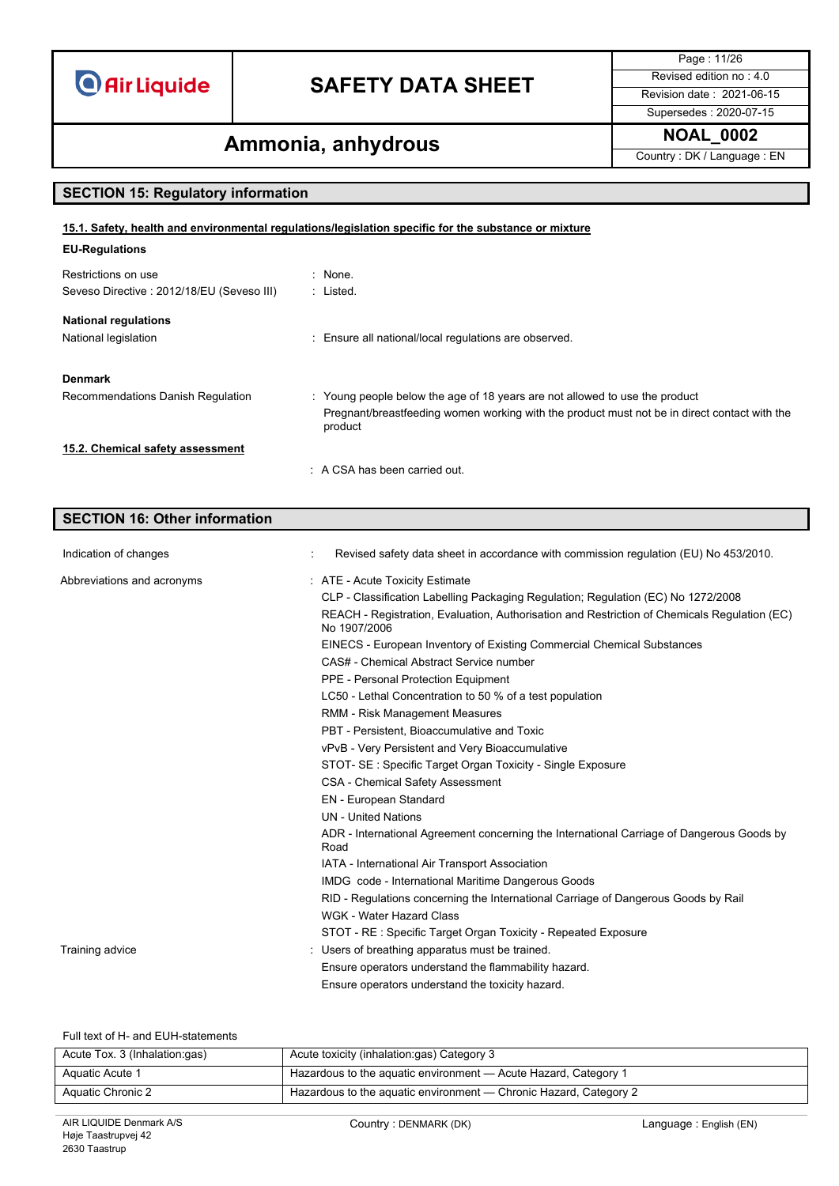## SECTION 15: Regulatory information

### 15.1. Safety, health and environmental regulations/legislation specific for the substance or mixture

**EU-Regulations**

Restrictions on use : None.

Seveso Directive : 2012/18/EU (Seveso III) : Listed.

**National regulations**

National legislation : Ensure all national/local regulations are observed.

**Denmark**

Recommendations Danish Regulation : Young people below the age of 18 years are not allowed to use the product

Pregnant/breastfeeding women working with the product must not be in direct contact with the product

### 15.2. Chemical safety assessment

: A CSA has been carried out.

## SECTION 16: Other information

Indication of changes : Revised safety data sheet in accordance with commission regulation (EU) No 453/2010.

Abbreviations and acronyms :
- ATE - Acute Toxicity Estimate
- CLP - Classification Labelling Packaging Regulation; Regulation (EC) No 1272/2008
- REACH - Registration, Evaluation, Authorisation and Restriction of Chemicals Regulation (EC) No 1907/2006
- EINECS - European Inventory of Existing Commercial Chemical Substances
- CAS# - Chemical Abstract Service number
- PPE - Personal Protection Equipment
- LC50 - Lethal Concentration to 50 % of a test population
- RMM - Risk Management Measures
- PBT - Persistent, Bioaccumulative and Toxic
- vPvB - Very Persistent and Very Bioaccumulative
- STOT- SE : Specific Target Organ Toxicity - Single Exposure
- CSA - Chemical Safety Assessment
- EN - European Standard
- UN - United Nations
- ADR - International Agreement concerning the International Carriage of Dangerous Goods by Road
- IATA - International Air Transport Association
- IMDG code - International Maritime Dangerous Goods
- RID - Regulations concerning the International Carriage of Dangerous Goods by Rail
- WGK - Water Hazard Class
- STOT - RE : Specific Target Organ Toxicity - Repeated Exposure

Training advice :
- Users of breathing apparatus must be trained.
- Ensure operators understand the flammability hazard.
- Ensure operators understand the toxicity hazard.

Full text of H- and EUH-statements

| | |
|---|---|
| Acute Tox. 3 (Inhalation:gas) | Acute toxicity (inhalation:gas) Category 3 |
| Aquatic Acute 1 | Hazardous to the aquatic environment — Acute Hazard, Category 1 |
| Aquatic Chronic 2 | Hazardous to the aquatic environment — Chronic Hazard, Category 2 |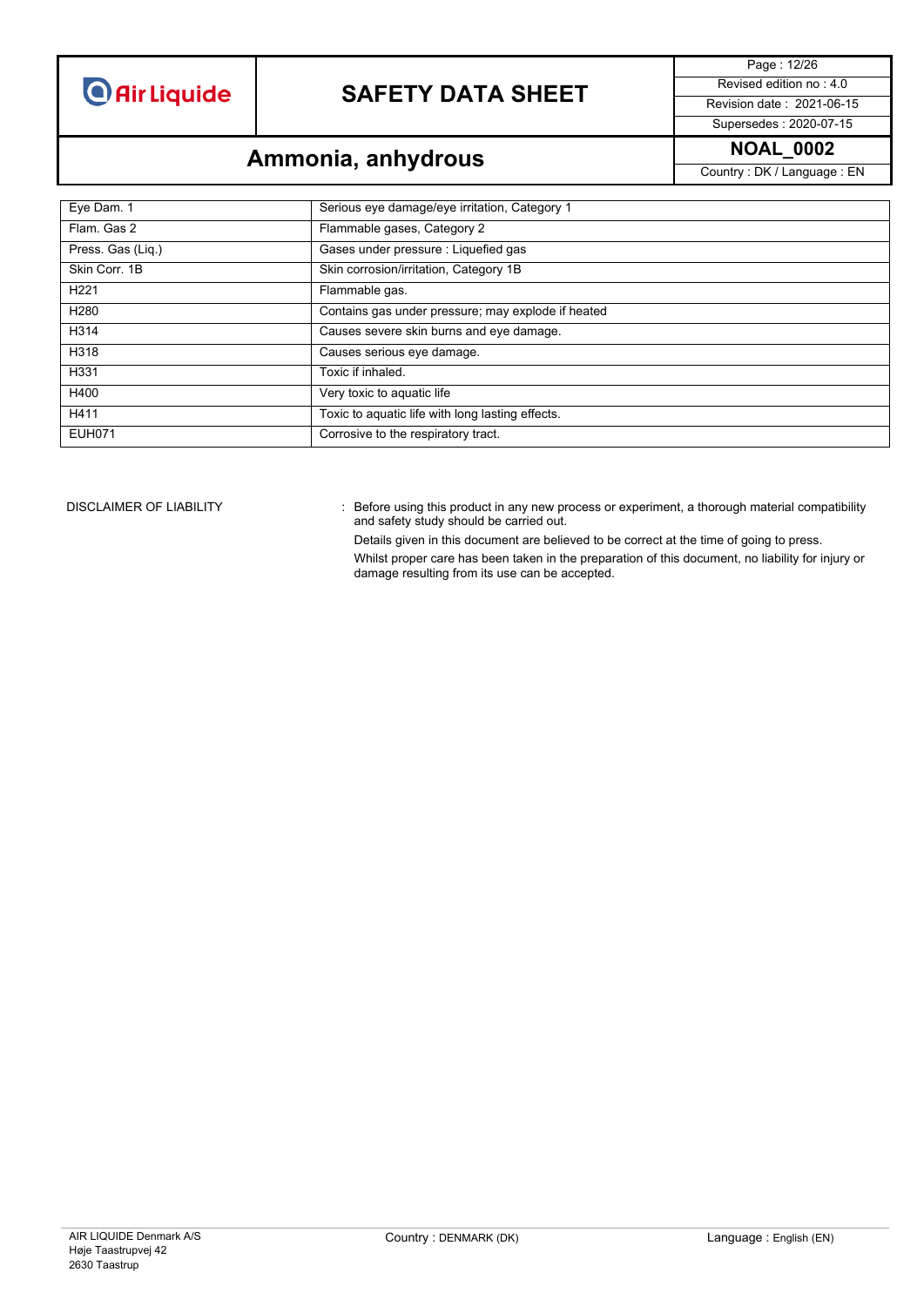| | |
|---|---|
| Eye Dam. 1 | Serious eye damage/eye irritation, Category 1 |
| Flam. Gas 2 | Flammable gases, Category 2 |
| Press. Gas (Liq.) | Gases under pressure : Liquefied gas |
| Skin Corr. 1B | Skin corrosion/irritation, Category 1B |
| H221 | Flammable gas. |
| H280 | Contains gas under pressure; may explode if heated |
| H314 | Causes severe skin burns and eye damage. |
| H318 | Causes serious eye damage. |
| H331 | Toxic if inhaled. |
| H400 | Very toxic to aquatic life |
| H411 | Toxic to aquatic life with long lasting effects. |
| EUH071 | Corrosive to the respiratory tract. |

DISCLAIMER OF LIABILITY : Before using this product in any new process or experiment, a thorough material compatibility and safety study should be carried out.

Details given in this document are believed to be correct at the time of going to press.

Whilst proper care has been taken in the preparation of this document, no liability for injury or damage resulting from its use can be accepted.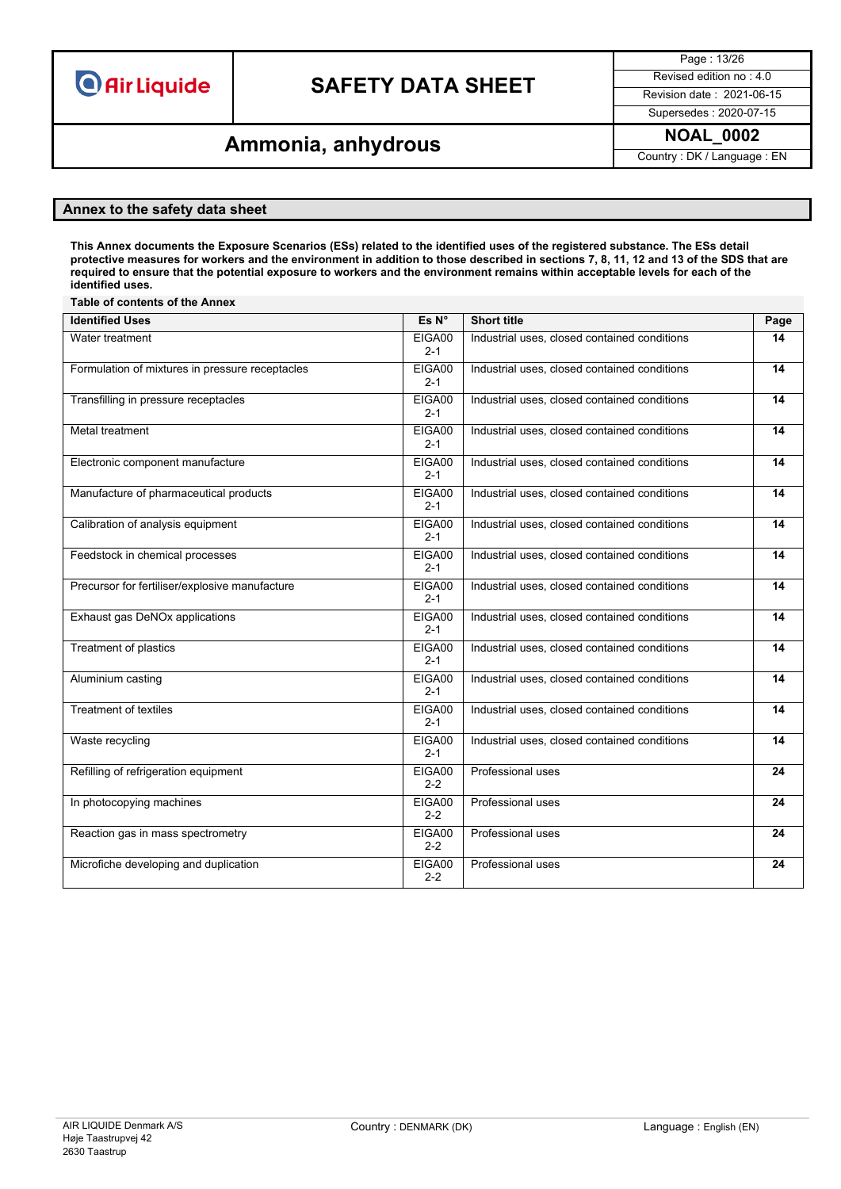## Annex to the safety data sheet

**This Annex documents the Exposure Scenarios (ESs) related to the identified uses of the registered substance. The ESs detail protective measures for workers and the environment in addition to those described in sections 7, 8, 11, 12 and 13 of the SDS that are required to ensure that the potential exposure to workers and the environment remains within acceptable levels for each of the identified uses.**

**Table of contents of the Annex**

| Identified Uses | Es N° | Short title | Page |
|---|---|---|---|
| Water treatment | EIGA002-1 | Industrial uses, closed contained conditions | 14 |
| Formulation of mixtures in pressure receptacles | EIGA002-1 | Industrial uses, closed contained conditions | 14 |
| Transfilling in pressure receptacles | EIGA002-1 | Industrial uses, closed contained conditions | 14 |
| Metal treatment | EIGA002-1 | Industrial uses, closed contained conditions | 14 |
| Electronic component manufacture | EIGA002-1 | Industrial uses, closed contained conditions | 14 |
| Manufacture of pharmaceutical products | EIGA002-1 | Industrial uses, closed contained conditions | 14 |
| Calibration of analysis equipment | EIGA002-1 | Industrial uses, closed contained conditions | 14 |
| Feedstock in chemical processes | EIGA002-1 | Industrial uses, closed contained conditions | 14 |
| Precursor for fertiliser/explosive manufacture | EIGA002-1 | Industrial uses, closed contained conditions | 14 |
| Exhaust gas DeNOx applications | EIGA002-1 | Industrial uses, closed contained conditions | 14 |
| Treatment of plastics | EIGA002-1 | Industrial uses, closed contained conditions | 14 |
| Aluminium casting | EIGA002-1 | Industrial uses, closed contained conditions | 14 |
| Treatment of textiles | EIGA002-1 | Industrial uses, closed contained conditions | 14 |
| Waste recycling | EIGA002-1 | Industrial uses, closed contained conditions | 14 |
| Refilling of refrigeration equipment | EIGA002-2 | Professional uses | 24 |
| In photocopying machines | EIGA002-2 | Professional uses | 24 |
| Reaction gas in mass spectrometry | EIGA002-2 | Professional uses | 24 |
| Microfiche developing and duplication | EIGA002-2 | Professional uses | 24 |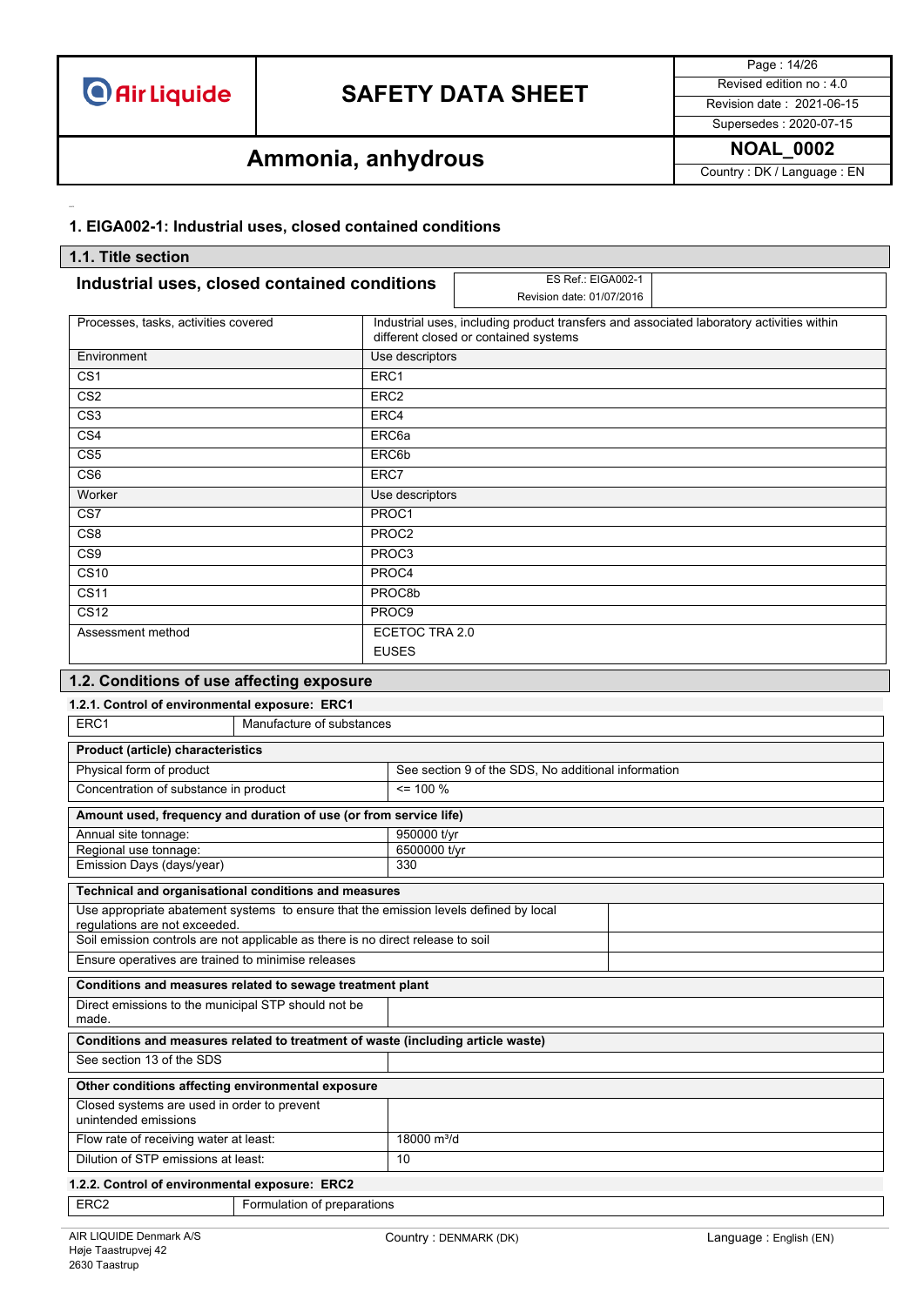## 1. EIGA002-1: Industrial uses, closed contained conditions

### 1.1. Title section

**Industrial uses, closed contained conditions**

ES Ref.: EIGA002-1
Revision date: 01/07/2016

| Processes, tasks, activities covered | Industrial uses, including product transfers and associated laboratory activities within different closed or contained systems |
|---|---|
| Environment | Use descriptors |
| CS1 | ERC1 |
| CS2 | ERC2 |
| CS3 | ERC4 |
| CS4 | ERC6a |
| CS5 | ERC6b |
| CS6 | ERC7 |
| Worker | Use descriptors |
| CS7 | PROC1 |
| CS8 | PROC2 |
| CS9 | PROC3 |
| CS10 | PROC4 |
| CS11 | PROC8b |
| CS12 | PROC9 |
| Assessment method | ECETOC TRA 2.0<br>EUSES |

### 1.2. Conditions of use affecting exposure

#### 1.2.1. Control of environmental exposure: ERC1

| ERC1 | Manufacture of substances |
|---|---|

| **Product (article) characteristics** | |
|---|---|
| Physical form of product | See section 9 of the SDS, No additional information |
| Concentration of substance in product | <= 100 % |

| **Amount used, frequency and duration of use (or from service life)** | |
|---|---|
| Annual site tonnage: | 950000 t/yr |
| Regional use tonnage: | 6500000 t/yr |
| Emission Days (days/year) | 330 |

| **Technical and organisational conditions and measures** | |
|---|---|
| Use appropriate abatement systems to ensure that the emission levels defined by local regulations are not exceeded. | |
| Soil emission controls are not applicable as there is no direct release to soil | |
| Ensure operatives are trained to minimise releases | |

| **Conditions and measures related to sewage treatment plant** | |
|---|---|
| Direct emissions to the municipal STP should not be made. | |

| **Conditions and measures related to treatment of waste (including article waste)** | |
|---|---|
| See section 13 of the SDS | |

| **Other conditions affecting environmental exposure** | |
|---|---|
| Closed systems are used in order to prevent unintended emissions | |
| Flow rate of receiving water at least: | 18000 $m^3/d$ |
| Dilution of STP emissions at least: | 10 |

#### 1.2.2. Control of environmental exposure: ERC2

| ERC2 | Formulation of preparations |
|---|---|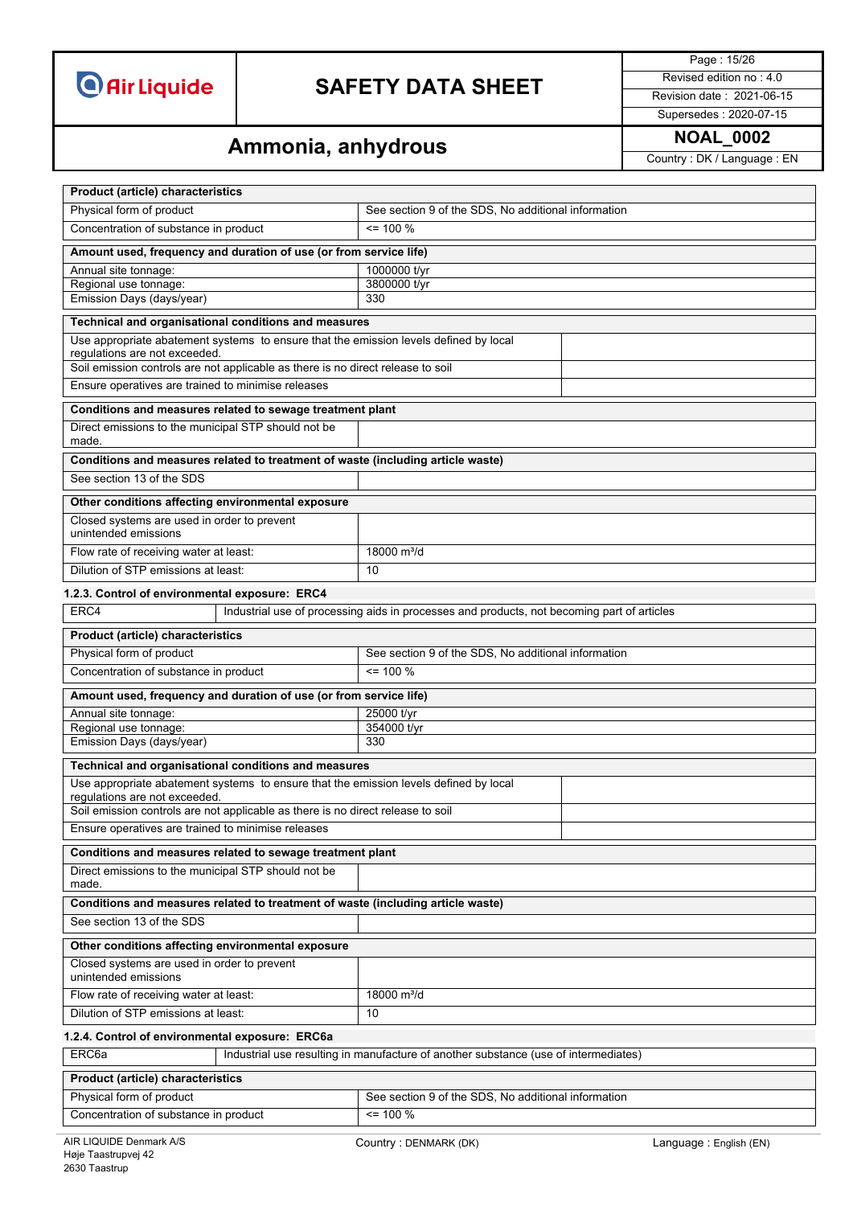| Product (article) characteristics | |
|---|---|
| Physical form of product | See section 9 of the SDS, No additional information |
| Concentration of substance in product | <= 100 % |

| Amount used, frequency and duration of use (or from service life) | |
|---|---|
| Annual site tonnage: | 1000000 t/yr |
| Regional use tonnage: | 3800000 t/yr |
| Emission Days (days/year) | 330 |

| Technical and organisational conditions and measures | |
|---|---|
| Use appropriate abatement systems to ensure that the emission levels defined by local regulations are not exceeded. | |
| Soil emission controls are not applicable as there is no direct release to soil | |
| Ensure operatives are trained to minimise releases | |

| Conditions and measures related to sewage treatment plant | |
|---|---|
| Direct emissions to the municipal STP should not be made. | |

| Conditions and measures related to treatment of waste (including article waste) | |
|---|---|
| See section 13 of the SDS | |

| Other conditions affecting environmental exposure | |
|---|---|
| Closed systems are used in order to prevent unintended emissions | |
| Flow rate of receiving water at least: | 18000 m³/d |
| Dilution of STP emissions at least: | 10 |

### 1.2.3. Control of environmental exposure: ERC4

| ERC4 | Industrial use of processing aids in processes and products, not becoming part of articles |
|---|---|

| Product (article) characteristics | |
|---|---|
| Physical form of product | See section 9 of the SDS, No additional information |
| Concentration of substance in product | <= 100 % |

| Amount used, frequency and duration of use (or from service life) | |
|---|---|
| Annual site tonnage: | 25000 t/yr |
| Regional use tonnage: | 354000 t/yr |
| Emission Days (days/year) | 330 |

| Technical and organisational conditions and measures | |
|---|---|
| Use appropriate abatement systems to ensure that the emission levels defined by local regulations are not exceeded. | |
| Soil emission controls are not applicable as there is no direct release to soil | |
| Ensure operatives are trained to minimise releases | |

| Conditions and measures related to sewage treatment plant | |
|---|---|
| Direct emissions to the municipal STP should not be made. | |

| Conditions and measures related to treatment of waste (including article waste) | |
|---|---|
| See section 13 of the SDS | |

| Other conditions affecting environmental exposure | |
|---|---|
| Closed systems are used in order to prevent unintended emissions | |
| Flow rate of receiving water at least: | 18000 m³/d |
| Dilution of STP emissions at least: | 10 |

### 1.2.4. Control of environmental exposure: ERC6a

| ERC6a | Industrial use resulting in manufacture of another substance (use of intermediates) |
|---|---|

| Product (article) characteristics | |
|---|---|
| Physical form of product | See section 9 of the SDS, No additional information |
| Concentration of substance in product | <= 100 % |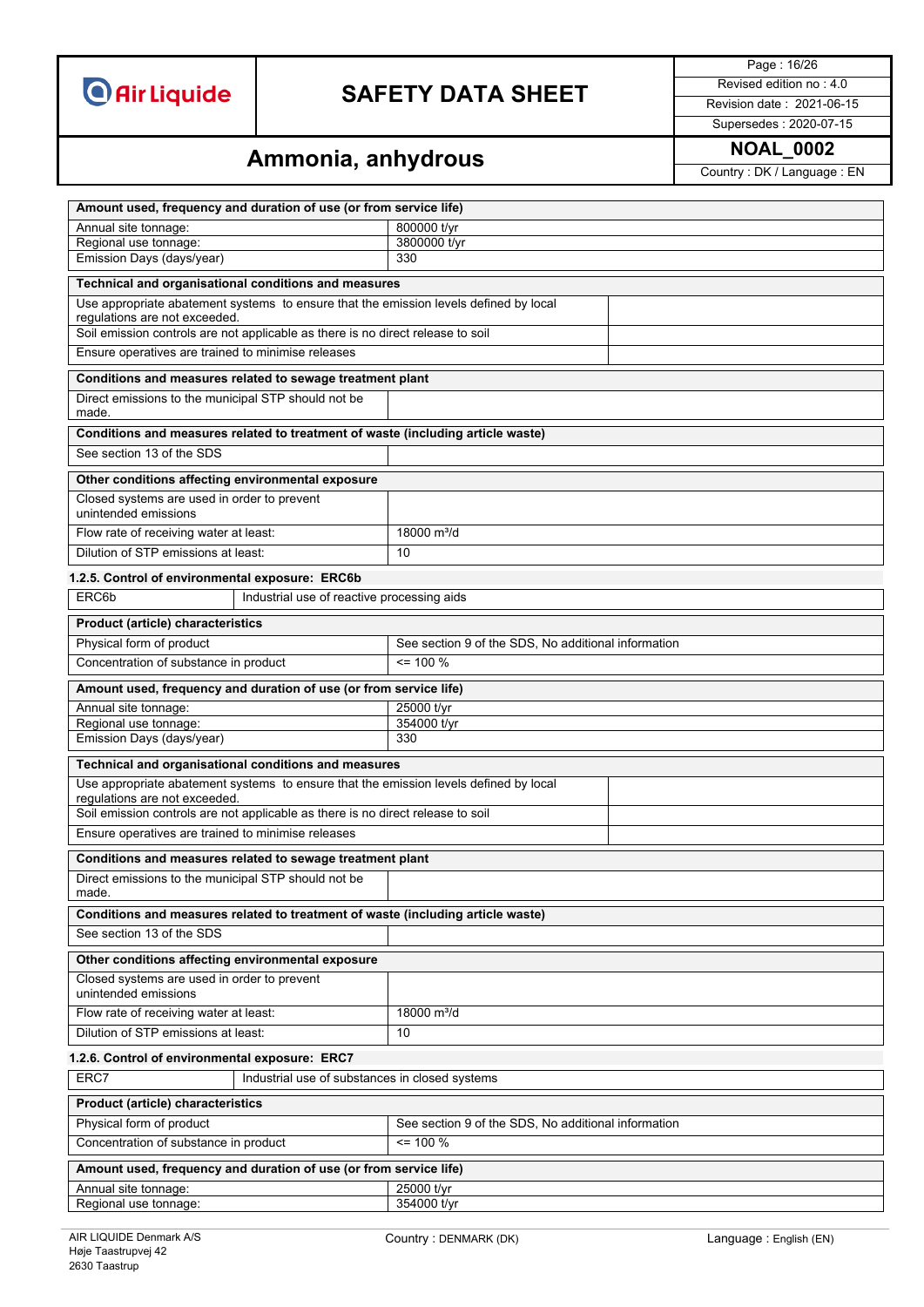| Amount used, frequency and duration of use (or from service life) | |
|---|---|
| Annual site tonnage: | 800000 t/yr |
| Regional use tonnage: | 3800000 t/yr |
| Emission Days (days/year) | 330 |

| Technical and organisational conditions and measures | |
|---|---|
| Use appropriate abatement systems to ensure that the emission levels defined by local regulations are not exceeded. | |
| Soil emission controls are not applicable as there is no direct release to soil | |
| Ensure operatives are trained to minimise releases | |

| Conditions and measures related to sewage treatment plant | |
|---|---|
| Direct emissions to the municipal STP should not be made. | |

| Conditions and measures related to treatment of waste (including article waste) | |
|---|---|
| See section 13 of the SDS | |

| Other conditions affecting environmental exposure | |
|---|---|
| Closed systems are used in order to prevent unintended emissions | |
| Flow rate of receiving water at least: | 18000 m³/d |
| Dilution of STP emissions at least: | 10 |

#### 1.2.5. Control of environmental exposure: ERC6b

| ERC6b | Industrial use of reactive processing aids |
|---|---|

| Product (article) characteristics | |
|---|---|
| Physical form of product | See section 9 of the SDS, No additional information |
| Concentration of substance in product | <= 100 % |

| Amount used, frequency and duration of use (or from service life) | |
|---|---|
| Annual site tonnage: | 25000 t/yr |
| Regional use tonnage: | 354000 t/yr |
| Emission Days (days/year) | 330 |

| Technical and organisational conditions and measures | |
|---|---|
| Use appropriate abatement systems to ensure that the emission levels defined by local regulations are not exceeded. | |
| Soil emission controls are not applicable as there is no direct release to soil | |
| Ensure operatives are trained to minimise releases | |

| Conditions and measures related to sewage treatment plant | |
|---|---|
| Direct emissions to the municipal STP should not be made. | |

| Conditions and measures related to treatment of waste (including article waste) | |
|---|---|
| See section 13 of the SDS | |

| Other conditions affecting environmental exposure | |
|---|---|
| Closed systems are used in order to prevent unintended emissions | |
| Flow rate of receiving water at least: | 18000 m³/d |
| Dilution of STP emissions at least: | 10 |

#### 1.2.6. Control of environmental exposure: ERC7

| ERC7 | Industrial use of substances in closed systems |
|---|---|

| Product (article) characteristics | |
|---|---|
| Physical form of product | See section 9 of the SDS, No additional information |
| Concentration of substance in product | <= 100 % |

| Amount used, frequency and duration of use (or from service life) | |
|---|---|
| Annual site tonnage: | 25000 t/yr |
| Regional use tonnage: | 354000 t/yr |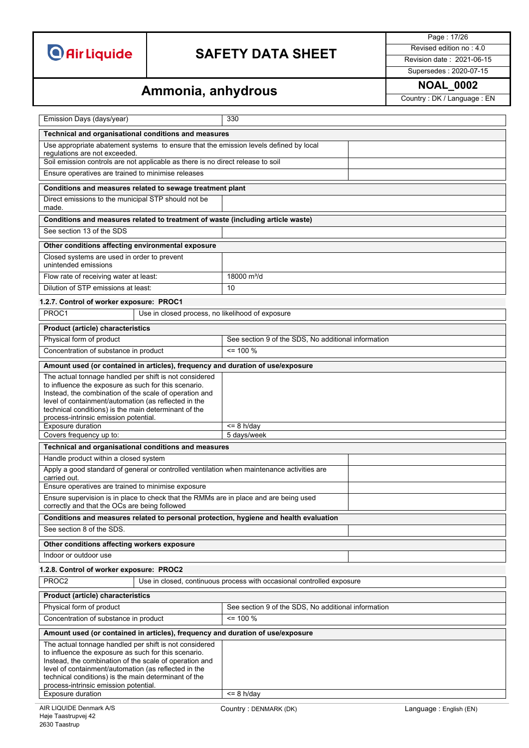| Emission Days (days/year) | 330 |
|---|---|

| Technical and organisational conditions and measures | |
|---|---|
| Use appropriate abatement systems to ensure that the emission levels defined by local regulations are not exceeded. | |
| Soil emission controls are not applicable as there is no direct release to soil | |
| Ensure operatives are trained to minimise releases | |

| Conditions and measures related to sewage treatment plant | |
|---|---|
| Direct emissions to the municipal STP should not be made. | |

| Conditions and measures related to treatment of waste (including article waste) | |
|---|---|
| See section 13 of the SDS | |

| Other conditions affecting environmental exposure | |
|---|---|
| Closed systems are used in order to prevent unintended emissions | |
| Flow rate of receiving water at least: | 18000 m³/d |
| Dilution of STP emissions at least: | 10 |

### 1.2.7. Control of worker exposure: PROC1

| PROC1 | Use in closed process, no likelihood of exposure |
|---|---|

| Product (article) characteristics | |
|---|---|
| Physical form of product | See section 9 of the SDS, No additional information |
| Concentration of substance in product | <= 100 % |

| Amount used (or contained in articles), frequency and duration of use/exposure | |
|---|---|
| The actual tonnage handled per shift is not considered to influence the exposure as such for this scenario. Instead, the combination of the scale of operation and level of containment/automation (as reflected in the technical conditions) is the main determinant of the process-intrinsic emission potential. | |
| Exposure duration | <= 8 h/day |
| Covers frequency up to: | 5 days/week |

| Technical and organisational conditions and measures | |
|---|---|
| Handle product within a closed system | |
| Apply a good standard of general or controlled ventilation when maintenance activities are carried out. | |
| Ensure operatives are trained to minimise exposure | |
| Ensure supervision is in place to check that the RMMs are in place and are being used correctly and that the OCs are being followed | |

| Conditions and measures related to personal protection, hygiene and health evaluation | |
|---|---|
| See section 8 of the SDS. | |

| Other conditions affecting workers exposure | |
|---|---|
| Indoor or outdoor use | |

### 1.2.8. Control of worker exposure: PROC2

| PROC2 | Use in closed, continuous process with occasional controlled exposure |
|---|---|

| Product (article) characteristics | |
|---|---|
| Physical form of product | See section 9 of the SDS, No additional information |
| Concentration of substance in product | <= 100 % |

| Amount used (or contained in articles), frequency and duration of use/exposure | |
|---|---|
| The actual tonnage handled per shift is not considered to influence the exposure as such for this scenario. Instead, the combination of the scale of operation and level of containment/automation (as reflected in the technical conditions) is the main determinant of the process-intrinsic emission potential. | |
| Exposure duration | <= 8 h/day |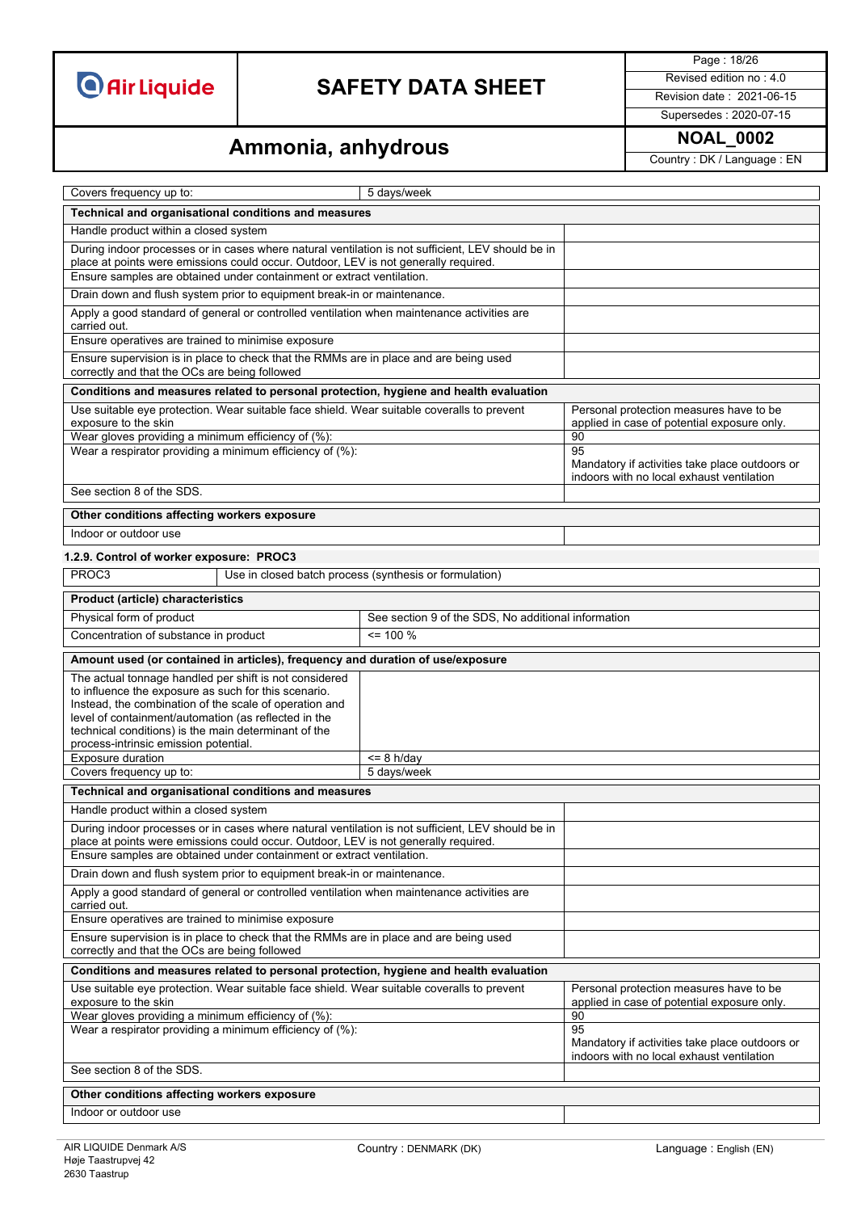| Covers frequency up to: | 5 days/week |
|---|---|

| Technical and organisational conditions and measures | |
|---|---|
| Handle product within a closed system | |
| During indoor processes or in cases where natural ventilation is not sufficient, LEV should be in place at points were emissions could occur. Outdoor, LEV is not generally required. | |
| Ensure samples are obtained under containment or extract ventilation. | |
| Drain down and flush system prior to equipment break-in or maintenance. | |
| Apply a good standard of general or controlled ventilation when maintenance activities are carried out. | |
| Ensure operatives are trained to minimise exposure | |
| Ensure supervision is in place to check that the RMMs are in place and are being used correctly and that the OCs are being followed | |

| Conditions and measures related to personal protection, hygiene and health evaluation | |
|---|---|
| Use suitable eye protection. Wear suitable face shield. Wear suitable coveralls to prevent exposure to the skin | Personal protection measures have to be applied in case of potential exposure only. |
| Wear gloves providing a minimum efficiency of (%): | 90 |
| Wear a respirator providing a minimum efficiency of (%): | 95<br>Mandatory if activities take place outdoors or indoors with no local exhaust ventilation |
| See section 8 of the SDS. | |

| Other conditions affecting workers exposure | |
|---|---|
| Indoor or outdoor use | |

### 1.2.9. Control of worker exposure: PROC3

| PROC3 | Use in closed batch process (synthesis or formulation) |
|---|---|

| Product (article) characteristics | |
|---|---|
| Physical form of product | See section 9 of the SDS, No additional information |
| Concentration of substance in product | <= 100 % |

| Amount used (or contained in articles), frequency and duration of use/exposure | |
|---|---|
| The actual tonnage handled per shift is not considered to influence the exposure as such for this scenario. Instead, the combination of the scale of operation and level of containment/automation (as reflected in the technical conditions) is the main determinant of the process-intrinsic emission potential. | |
| Exposure duration | <= 8 h/day |
| Covers frequency up to: | 5 days/week |

| Technical and organisational conditions and measures | |
|---|---|
| Handle product within a closed system | |
| During indoor processes or in cases where natural ventilation is not sufficient, LEV should be in place at points were emissions could occur. Outdoor, LEV is not generally required. | |
| Ensure samples are obtained under containment or extract ventilation. | |
| Drain down and flush system prior to equipment break-in or maintenance. | |
| Apply a good standard of general or controlled ventilation when maintenance activities are carried out. | |
| Ensure operatives are trained to minimise exposure | |
| Ensure supervision is in place to check that the RMMs are in place and are being used correctly and that the OCs are being followed | |

| Conditions and measures related to personal protection, hygiene and health evaluation | |
|---|---|
| Use suitable eye protection. Wear suitable face shield. Wear suitable coveralls to prevent exposure to the skin | Personal protection measures have to be applied in case of potential exposure only. |
| Wear gloves providing a minimum efficiency of (%): | 90 |
| Wear a respirator providing a minimum efficiency of (%): | 95<br>Mandatory if activities take place outdoors or indoors with no local exhaust ventilation |
| See section 8 of the SDS. | |

| Other conditions affecting workers exposure | |
|---|---|
| Indoor or outdoor use | |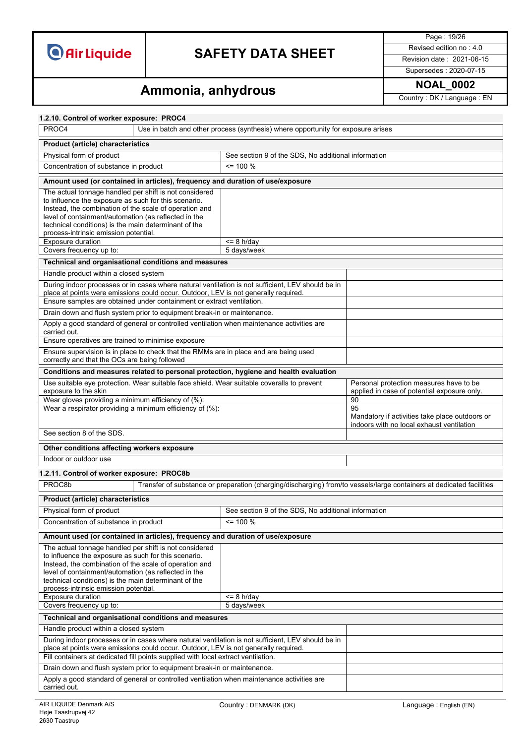#### 1.2.10. Control of worker exposure: PROC4

| PROC4 | Use in batch and other process (synthesis) where opportunity for exposure arises |
|---|---|

| **Product (article) characteristics** | |
|---|---|
| Physical form of product | See section 9 of the SDS, No additional information |
| Concentration of substance in product | <= 100 % |

| **Amount used (or contained in articles), frequency and duration of use/exposure** | |
|---|---|
| The actual tonnage handled per shift is not considered to influence the exposure as such for this scenario. Instead, the combination of the scale of operation and level of containment/automation (as reflected in the technical conditions) is the main determinant of the process-intrinsic emission potential. | |
| Exposure duration | <= 8 h/day |
| Covers frequency up to: | 5 days/week |

| **Technical and organisational conditions and measures** | |
|---|---|
| Handle product within a closed system | |
| During indoor processes or in cases where natural ventilation is not sufficient, LEV should be in place at points were emissions could occur. Outdoor, LEV is not generally required. | |
| Ensure samples are obtained under containment or extract ventilation. | |
| Drain down and flush system prior to equipment break-in or maintenance. | |
| Apply a good standard of general or controlled ventilation when maintenance activities are carried out. | |
| Ensure operatives are trained to minimise exposure | |
| Ensure supervision is in place to check that the RMMs are in place and are being used correctly and that the OCs are being followed | |

| **Conditions and measures related to personal protection, hygiene and health evaluation** | |
|---|---|
| Use suitable eye protection. Wear suitable face shield. Wear suitable coveralls to prevent exposure to the skin | Personal protection measures have to be applied in case of potential exposure only. |
| Wear gloves providing a minimum efficiency of (%): | 90 |
| Wear a respirator providing a minimum efficiency of (%): | 95<br>Mandatory if activities take place outdoors or indoors with no local exhaust ventilation |
| See section 8 of the SDS. | |

| **Other conditions affecting workers exposure** | |
|---|---|
| Indoor or outdoor use | |

#### 1.2.11. Control of worker exposure: PROC8b

| PROC8b | Transfer of substance or preparation (charging/discharging) from/to vessels/large containers at dedicated facilities |
|---|---|

| **Product (article) characteristics** | |
|---|---|
| Physical form of product | See section 9 of the SDS, No additional information |
| Concentration of substance in product | <= 100 % |

| **Amount used (or contained in articles), frequency and duration of use/exposure** | |
|---|---|
| The actual tonnage handled per shift is not considered to influence the exposure as such for this scenario. Instead, the combination of the scale of operation and level of containment/automation (as reflected in the technical conditions) is the main determinant of the process-intrinsic emission potential. | |
| Exposure duration | <= 8 h/day |
| Covers frequency up to: | 5 days/week |

| **Technical and organisational conditions and measures** | |
|---|---|
| Handle product within a closed system | |
| During indoor processes or in cases where natural ventilation is not sufficient, LEV should be in place at points were emissions could occur. Outdoor, LEV is not generally required. | |
| Fill containers at dedicated fill points supplied with local extract ventilation. | |
| Drain down and flush system prior to equipment break-in or maintenance. | |
| Apply a good standard of general or controlled ventilation when maintenance activities are carried out. | |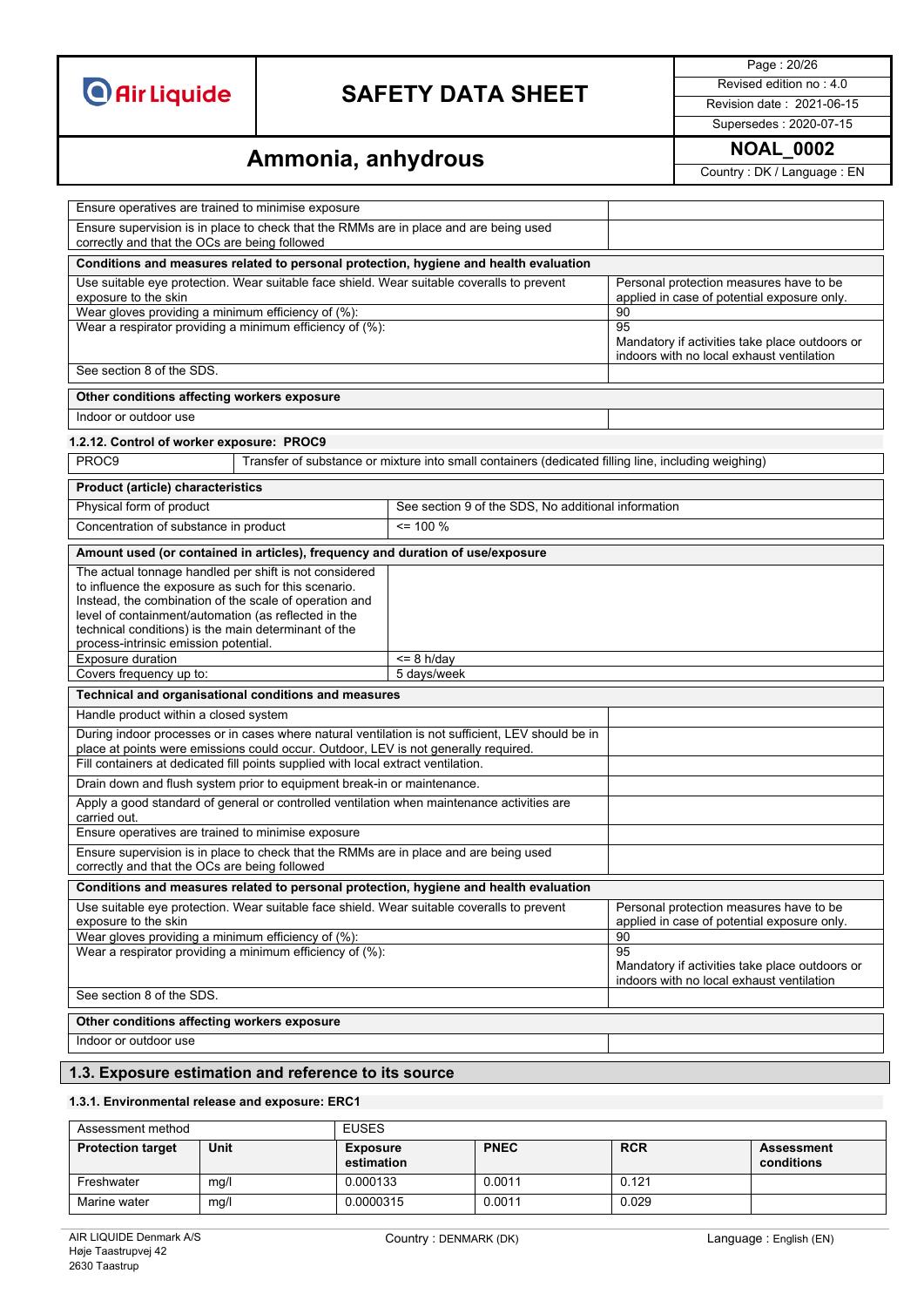| | |
|---|---|
| Ensure operatives are trained to minimise exposure | |
| Ensure supervision is in place to check that the RMMs are in place and are being used correctly and that the OCs are being followed | |

| Conditions and measures related to personal protection, hygiene and health evaluation | |
|---|---|
| Use suitable eye protection. Wear suitable face shield. Wear suitable coveralls to prevent exposure to the skin | Personal protection measures have to be applied in case of potential exposure only. |
| Wear gloves providing a minimum efficiency of (%): | 90 |
| Wear a respirator providing a minimum efficiency of (%): | 95<br>Mandatory if activities take place outdoors or indoors with no local exhaust ventilation |
| See section 8 of the SDS. | |

| Other conditions affecting workers exposure | |
|---|---|
| Indoor or outdoor use | |

### 1.2.12. Control of worker exposure: PROC9

| PROC9 | Transfer of substance or mixture into small containers (dedicated filling line, including weighing) |
|---|---|

| Product (article) characteristics | |
|---|---|
| Physical form of product | See section 9 of the SDS, No additional information |
| Concentration of substance in product | <= 100 % |

| Amount used (or contained in articles), frequency and duration of use/exposure | |
|---|---|
| The actual tonnage handled per shift is not considered to influence the exposure as such for this scenario. Instead, the combination of the scale of operation and level of containment/automation (as reflected in the technical conditions) is the main determinant of the process-intrinsic emission potential. | |
| Exposure duration | <= 8 h/day |
| Covers frequency up to: | 5 days/week |

| Technical and organisational conditions and measures | |
|---|---|
| Handle product within a closed system | |
| During indoor processes or in cases where natural ventilation is not sufficient, LEV should be in place at points were emissions could occur. Outdoor, LEV is not generally required. | |
| Fill containers at dedicated fill points supplied with local extract ventilation. | |
| Drain down and flush system prior to equipment break-in or maintenance. | |
| Apply a good standard of general or controlled ventilation when maintenance activities are carried out. | |
| Ensure operatives are trained to minimise exposure | |
| Ensure supervision is in place to check that the RMMs are in place and are being used correctly and that the OCs are being followed | |

| Conditions and measures related to personal protection, hygiene and health evaluation | |
|---|---|
| Use suitable eye protection. Wear suitable face shield. Wear suitable coveralls to prevent exposure to the skin | Personal protection measures have to be applied in case of potential exposure only. |
| Wear gloves providing a minimum efficiency of (%): | 90 |
| Wear a respirator providing a minimum efficiency of (%): | 95<br>Mandatory if activities take place outdoors or indoors with no local exhaust ventilation |
| See section 8 of the SDS. | |

| Other conditions affecting workers exposure | |
|---|---|
| Indoor or outdoor use | |

## 1.3. Exposure estimation and reference to its source

### 1.3.1. Environmental release and exposure: ERC1

| Assessment method | | EUSES | | | |
|---|---|---|---|---|---|
| **Protection target** | **Unit** | **Exposure estimation** | **PNEC** | **RCR** | **Assessment conditions** |
| Freshwater | mg/l | 0.000133 | 0.0011 | 0.121 | |
| Marine water | mg/l | 0.0000315 | 0.0011 | 0.029 | |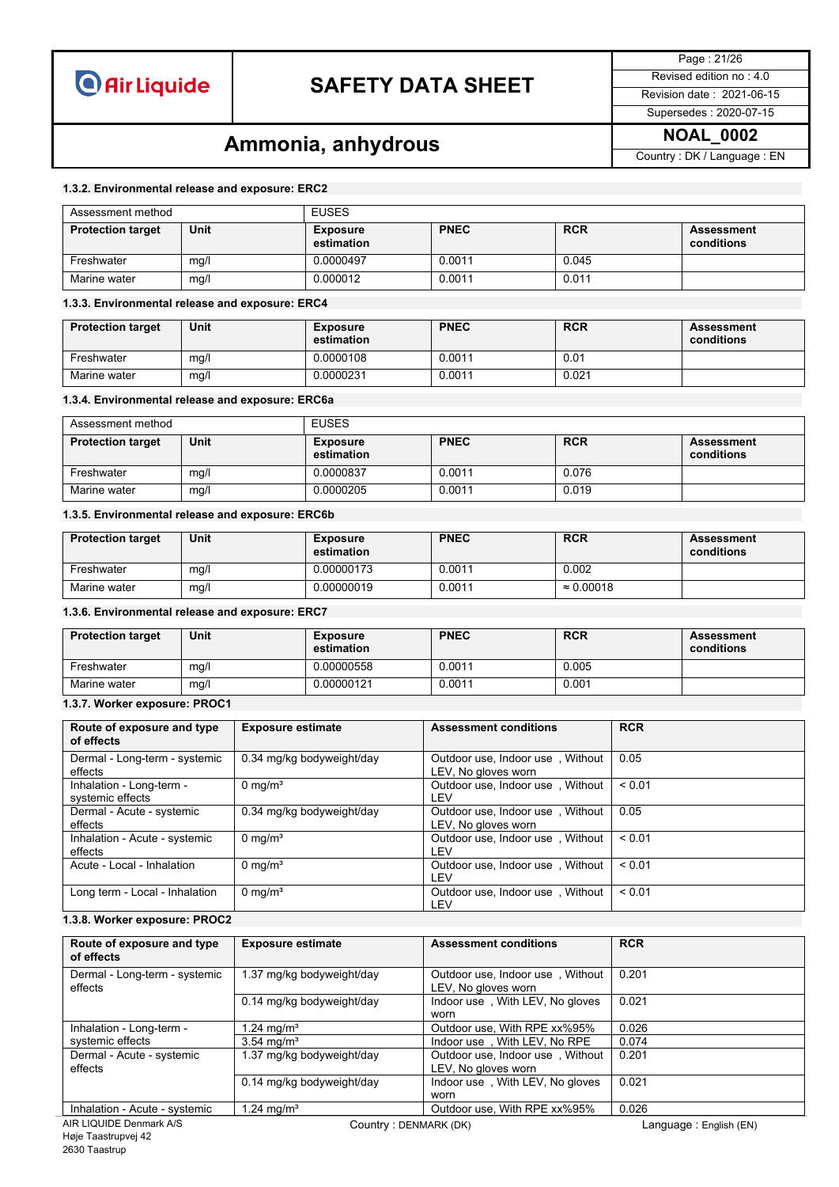### 1.3.2. Environmental release and exposure: ERC2

| Assessment method | | EUSES | | | |
|---|---|---|---|---|---|
| **Protection target** | **Unit** | **Exposure estimation** | **PNEC** | **RCR** | **Assessment conditions** |
| Freshwater | mg/l | 0.0000497 | 0.0011 | 0.045 | |
| Marine water | mg/l | 0.000012 | 0.0011 | 0.011 | |

### 1.3.3. Environmental release and exposure: ERC4

| Protection target | Unit | Exposure estimation | PNEC | RCR | Assessment conditions |
|---|---|---|---|---|---|
| Freshwater | mg/l | 0.0000108 | 0.0011 | 0.01 | |
| Marine water | mg/l | 0.0000231 | 0.0011 | 0.021 | |

### 1.3.4. Environmental release and exposure: ERC6a

| Assessment method | | EUSES | | | |
|---|---|---|---|---|---|
| **Protection target** | **Unit** | **Exposure estimation** | **PNEC** | **RCR** | **Assessment conditions** |
| Freshwater | mg/l | 0.0000837 | 0.0011 | 0.076 | |
| Marine water | mg/l | 0.0000205 | 0.0011 | 0.019 | |

### 1.3.5. Environmental release and exposure: ERC6b

| Protection target | Unit | Exposure estimation | PNEC | RCR | Assessment conditions |
|---|---|---|---|---|---|
| Freshwater | mg/l | 0.00000173 | 0.0011 | 0.002 | |
| Marine water | mg/l | 0.00000019 | 0.0011 | ≈ 0.00018 | |

### 1.3.6. Environmental release and exposure: ERC7

| Protection target | Unit | Exposure estimation | PNEC | RCR | Assessment conditions |
|---|---|---|---|---|---|
| Freshwater | mg/l | 0.00000558 | 0.0011 | 0.005 | |
| Marine water | mg/l | 0.00000121 | 0.0011 | 0.001 | |

### 1.3.7. Worker exposure: PROC1

| Route of exposure and type of effects | Exposure estimate | Assessment conditions | RCR |
|---|---|---|---|
| Dermal - Long-term - systemic effects | 0.34 mg/kg bodyweight/day | Outdoor use, Indoor use , Without LEV, No gloves worn | 0.05 |
| Inhalation - Long-term - systemic effects | 0 mg/m³ | Outdoor use, Indoor use , Without LEV | < 0.01 |
| Dermal - Acute - systemic effects | 0.34 mg/kg bodyweight/day | Outdoor use, Indoor use , Without LEV, No gloves worn | 0.05 |
| Inhalation - Acute - systemic effects | 0 mg/m³ | Outdoor use, Indoor use , Without LEV | < 0.01 |
| Acute - Local - Inhalation | 0 mg/m³ | Outdoor use, Indoor use , Without LEV | < 0.01 |
| Long term - Local - Inhalation | 0 mg/m³ | Outdoor use, Indoor use , Without LEV | < 0.01 |

### 1.3.8. Worker exposure: PROC2

| Route of exposure and type of effects | Exposure estimate | Assessment conditions | RCR |
|---|---|---|---|
| Dermal - Long-term - systemic effects | 1.37 mg/kg bodyweight/day | Outdoor use, Indoor use , Without LEV, No gloves worn | 0.201 |
| | 0.14 mg/kg bodyweight/day | Indoor use , With LEV, No gloves worn | 0.021 |
| Inhalation - Long-term - systemic effects | 1.24 mg/m³ | Outdoor use, With RPE xx%95% | 0.026 |
| | 3.54 mg/m³ | Indoor use , With LEV, No RPE | 0.074 |
| Dermal - Acute - systemic effects | 1.37 mg/kg bodyweight/day | Outdoor use, Indoor use , Without LEV, No gloves worn | 0.201 |
| | 0.14 mg/kg bodyweight/day | Indoor use , With LEV, No gloves worn | 0.021 |
| Inhalation - Acute - systemic | 1.24 mg/m³ | Outdoor use, With RPE xx%95% | 0.026 |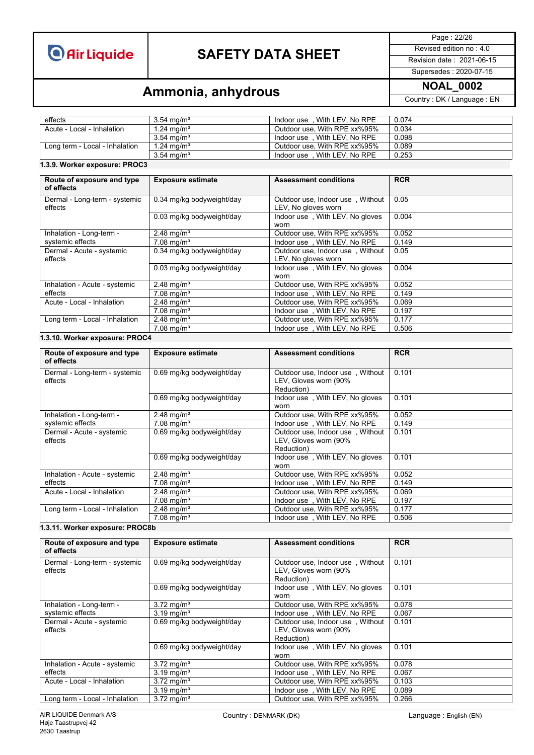| | | | |
|---|---|---|---|
| effects | 3.54 mg/m³ | Indoor use , With LEV, No RPE | 0.074 |
| Acute - Local - Inhalation | 1.24 mg/m³ | Outdoor use, With RPE xx%95% | 0.034 |
| | 3.54 mg/m³ | Indoor use , With LEV, No RPE | 0.098 |
| Long term - Local - Inhalation | 1.24 mg/m³ | Outdoor use, With RPE xx%95% | 0.089 |
| | 3.54 mg/m³ | Indoor use , With LEV, No RPE | 0.253 |

**1.3.9. Worker exposure: PROC3**

| Route of exposure and type of effects | Exposure estimate | Assessment conditions | RCR |
|---|---|---|---|
| Dermal - Long-term - systemic effects | 0.34 mg/kg bodyweight/day | Outdoor use, Indoor use , Without LEV, No gloves worn | 0.05 |
| | 0.03 mg/kg bodyweight/day | Indoor use , With LEV, No gloves worn | 0.004 |
| Inhalation - Long-term - systemic effects | 2.48 mg/m³ | Outdoor use, With RPE xx%95% | 0.052 |
| | 7.08 mg/m³ | Indoor use , With LEV, No RPE | 0.149 |
| Dermal - Acute - systemic effects | 0.34 mg/kg bodyweight/day | Outdoor use, Indoor use , Without LEV, No gloves worn | 0.05 |
| | 0.03 mg/kg bodyweight/day | Indoor use , With LEV, No gloves worn | 0.004 |
| Inhalation - Acute - systemic effects | 2.48 mg/m³ | Outdoor use, With RPE xx%95% | 0.052 |
| | 7.08 mg/m³ | Indoor use , With LEV, No RPE | 0.149 |
| Acute - Local - Inhalation | 2.48 mg/m³ | Outdoor use, With RPE xx%95% | 0.069 |
| | 7.08 mg/m³ | Indoor use , With LEV, No RPE | 0.197 |
| Long term - Local - Inhalation | 2.48 mg/m³ | Outdoor use, With RPE xx%95% | 0.177 |
| | 7.08 mg/m³ | Indoor use , With LEV, No RPE | 0.506 |

**1.3.10. Worker exposure: PROC4**

| Route of exposure and type of effects | Exposure estimate | Assessment conditions | RCR |
|---|---|---|---|
| Dermal - Long-term - systemic effects | 0.69 mg/kg bodyweight/day | Outdoor use, Indoor use , Without LEV, Gloves worn (90% Reduction) | 0.101 |
| | 0.69 mg/kg bodyweight/day | Indoor use , With LEV, No gloves worn | 0.101 |
| Inhalation - Long-term - systemic effects | 2.48 mg/m³ | Outdoor use, With RPE xx%95% | 0.052 |
| | 7.08 mg/m³ | Indoor use , With LEV, No RPE | 0.149 |
| Dermal - Acute - systemic effects | 0.69 mg/kg bodyweight/day | Outdoor use, Indoor use , Without LEV, Gloves worn (90% Reduction) | 0.101 |
| | 0.69 mg/kg bodyweight/day | Indoor use , With LEV, No gloves worn | 0.101 |
| Inhalation - Acute - systemic effects | 2.48 mg/m³ | Outdoor use, With RPE xx%95% | 0.052 |
| | 7.08 mg/m³ | Indoor use , With LEV, No RPE | 0.149 |
| Acute - Local - Inhalation | 2.48 mg/m³ | Outdoor use, With RPE xx%95% | 0.069 |
| | 7.08 mg/m³ | Indoor use , With LEV, No RPE | 0.197 |
| Long term - Local - Inhalation | 2.48 mg/m³ | Outdoor use, With RPE xx%95% | 0.177 |
| | 7.08 mg/m³ | Indoor use , With LEV, No RPE | 0.506 |

**1.3.11. Worker exposure: PROC8b**

| Route of exposure and type of effects | Exposure estimate | Assessment conditions | RCR |
|---|---|---|---|
| Dermal - Long-term - systemic effects | 0.69 mg/kg bodyweight/day | Outdoor use, Indoor use , Without LEV, Gloves worn (90% Reduction) | 0.101 |
| | 0.69 mg/kg bodyweight/day | Indoor use , With LEV, No gloves worn | 0.101 |
| Inhalation - Long-term - systemic effects | 3.72 mg/m³ | Outdoor use, With RPE xx%95% | 0.078 |
| | 3.19 mg/m³ | Indoor use , With LEV, No RPE | 0.067 |
| Dermal - Acute - systemic effects | 0.69 mg/kg bodyweight/day | Outdoor use, Indoor use , Without LEV, Gloves worn (90% Reduction) | 0.101 |
| | 0.69 mg/kg bodyweight/day | Indoor use , With LEV, No gloves worn | 0.101 |
| Inhalation - Acute - systemic effects | 3.72 mg/m³ | Outdoor use, With RPE xx%95% | 0.078 |
| | 3.19 mg/m³ | Indoor use , With LEV, No RPE | 0.067 |
| Acute - Local - Inhalation | 3.72 mg/m³ | Outdoor use, With RPE xx%95% | 0.103 |
| | 3.19 mg/m³ | Indoor use , With LEV, No RPE | 0.089 |
| Long term - Local - Inhalation | 3.72 mg/m³ | Outdoor use, With RPE xx%95% | 0.266 |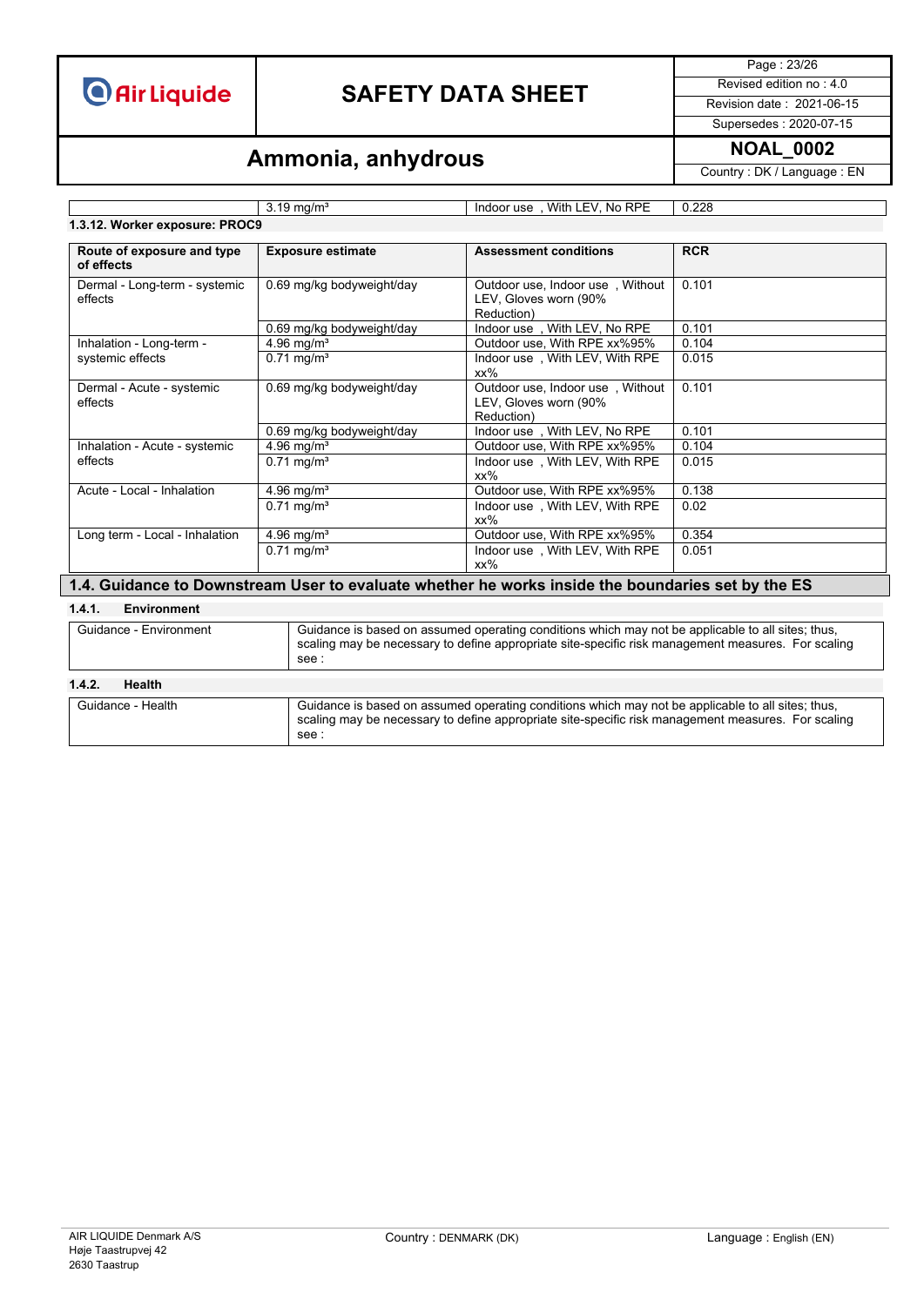| | 3.19 mg/m³ | Indoor use , With LEV, No RPE | 0.228 |
|---|---|---|---|

### 1.3.12. Worker exposure: PROC9

| Route of exposure and type of effects | Exposure estimate | Assessment conditions | RCR |
|---|---|---|---|
| Dermal - Long-term - systemic effects | 0.69 mg/kg bodyweight/day | Outdoor use, Indoor use , Without LEV, Gloves worn (90% Reduction) | 0.101 |
| | 0.69 mg/kg bodyweight/day | Indoor use , With LEV, No RPE | 0.101 |
| Inhalation - Long-term - systemic effects | 4.96 mg/m³ | Outdoor use, With RPE xx%95% | 0.104 |
| | 0.71 mg/m³ | Indoor use , With LEV, With RPE xx% | 0.015 |
| Dermal - Acute - systemic effects | 0.69 mg/kg bodyweight/day | Outdoor use, Indoor use , Without LEV, Gloves worn (90% Reduction) | 0.101 |
| | 0.69 mg/kg bodyweight/day | Indoor use , With LEV, No RPE | 0.101 |
| Inhalation - Acute - systemic effects | 4.96 mg/m³ | Outdoor use, With RPE xx%95% | 0.104 |
| | 0.71 mg/m³ | Indoor use , With LEV, With RPE xx% | 0.015 |
| Acute - Local - Inhalation | 4.96 mg/m³ | Outdoor use, With RPE xx%95% | 0.138 |
| | 0.71 mg/m³ | Indoor use , With LEV, With RPE xx% | 0.02 |
| Long term - Local - Inhalation | 4.96 mg/m³ | Outdoor use, With RPE xx%95% | 0.354 |
| | 0.71 mg/m³ | Indoor use , With LEV, With RPE xx% | 0.051 |

## 1.4. Guidance to Downstream User to evaluate whether he works inside the boundaries set by the ES

### 1.4.1. Environment

| Guidance - Environment | Guidance is based on assumed operating conditions which may not be applicable to all sites; thus, scaling may be necessary to define appropriate site-specific risk management measures. For scaling see : |
|---|---|

### 1.4.2. Health

| Guidance - Health | Guidance is based on assumed operating conditions which may not be applicable to all sites; thus, scaling may be necessary to define appropriate site-specific risk management measures. For scaling see : |
|---|---|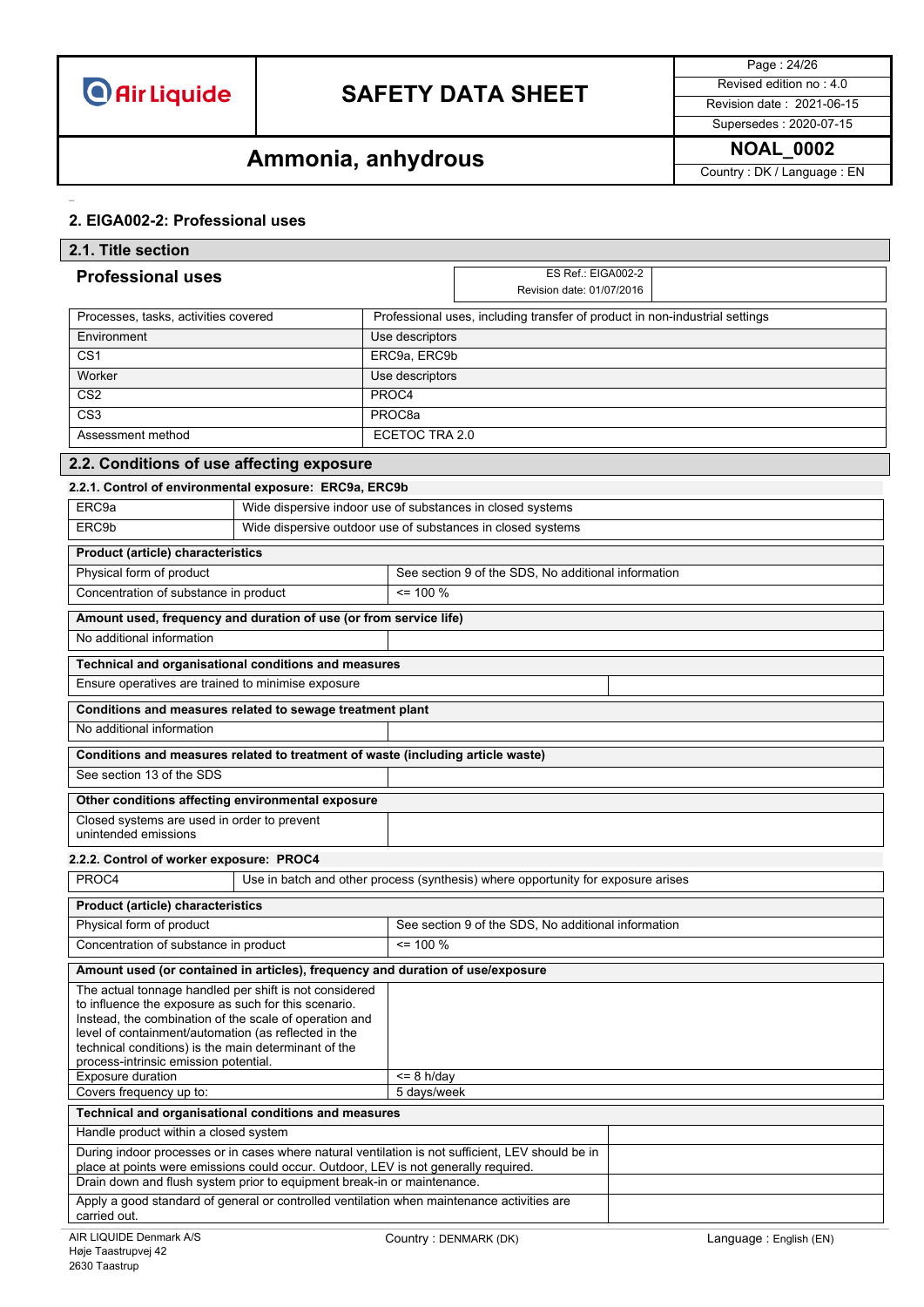## 2. EIGA002-2: Professional uses

### 2.1. Title section

**Professional uses**

| ES Ref.: EIGA002-2 Revision date: 01/07/2016 | |
|---|---|

| Processes, tasks, activities covered | Professional uses, including transfer of product in non-industrial settings |
|---|---|
| Environment | Use descriptors |
| CS1 | ERC9a, ERC9b |
| Worker | Use descriptors |
| CS2 | PROC4 |
| CS3 | PROC8a |
| Assessment method | ECETOC TRA 2.0 |

### 2.2. Conditions of use affecting exposure

#### 2.2.1. Control of environmental exposure: ERC9a, ERC9b

| ERC9a | Wide dispersive indoor use of substances in closed systems |
|---|---|
| ERC9b | Wide dispersive outdoor use of substances in closed systems |

| Product (article) characteristics | |
|---|---|
| Physical form of product | See section 9 of the SDS, No additional information |
| Concentration of substance in product | <= 100 % |

| Amount used, frequency and duration of use (or from service life) | |
|---|---|
| No additional information | |

| Technical and organisational conditions and measures | |
|---|---|
| Ensure operatives are trained to minimise exposure | |

| Conditions and measures related to sewage treatment plant | |
|---|---|
| No additional information | |

| Conditions and measures related to treatment of waste (including article waste) | |
|---|---|
| See section 13 of the SDS | |

| Other conditions affecting environmental exposure | |
|---|---|
| Closed systems are used in order to prevent unintended emissions | |

#### 2.2.2. Control of worker exposure: PROC4

| PROC4 | Use in batch and other process (synthesis) where opportunity for exposure arises |
|---|---|

| Product (article) characteristics | |
|---|---|
| Physical form of product | See section 9 of the SDS, No additional information |
| Concentration of substance in product | <= 100 % |

| Amount used (or contained in articles), frequency and duration of use/exposure | |
|---|---|
| The actual tonnage handled per shift is not considered to influence the exposure as such for this scenario. Instead, the combination of the scale of operation and level of containment/automation (as reflected in the technical conditions) is the main determinant of the process-intrinsic emission potential. | |
| Exposure duration | <= 8 h/day |
| Covers frequency up to: | 5 days/week |

| Technical and organisational conditions and measures | |
|---|---|
| Handle product within a closed system | |
| During indoor processes or in cases where natural ventilation is not sufficient, LEV should be in place at points were emissions could occur. Outdoor, LEV is not generally required. | |
| Drain down and flush system prior to equipment break-in or maintenance. | |
| Apply a good standard of general or controlled ventilation when maintenance activities are carried out. | |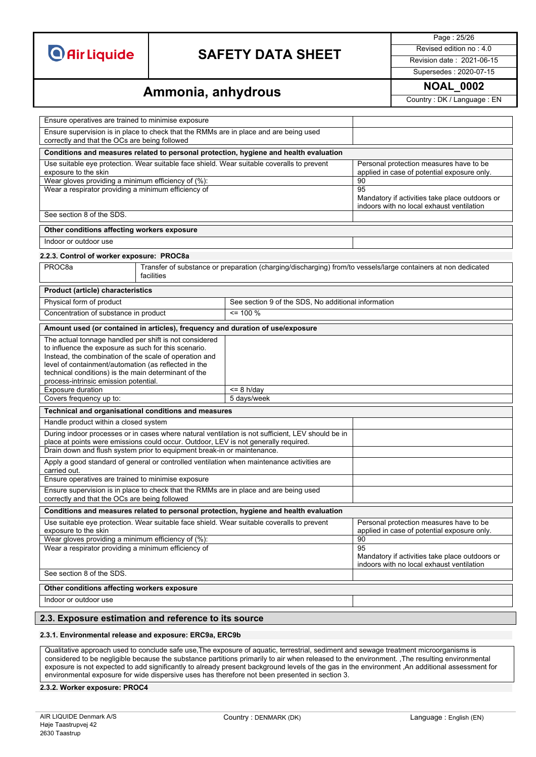| | |
|---|---|
| Ensure operatives are trained to minimise exposure | |
| Ensure supervision is in place to check that the RMMs are in place and are being used correctly and that the OCs are being followed | |

| Conditions and measures related to personal protection, hygiene and health evaluation | |
|---|---|
| Use suitable eye protection. Wear suitable face shield. Wear suitable coveralls to prevent exposure to the skin | Personal protection measures have to be applied in case of potential exposure only. |
| Wear gloves providing a minimum efficiency of (%): | 90 |
| Wear a respirator providing a minimum efficiency of | 95<br>Mandatory if activities take place outdoors or indoors with no local exhaust ventilation |
| See section 8 of the SDS. | |

| Other conditions affecting workers exposure | |
|---|---|
| Indoor or outdoor use | |

#### 2.2.3. Control of worker exposure: PROC8a

| PROC8a | Transfer of substance or preparation (charging/discharging) from/to vessels/large containers at non dedicated facilities |
|---|---|

| Product (article) characteristics | |
|---|---|
| Physical form of product | See section 9 of the SDS, No additional information |
| Concentration of substance in product | <= 100 % |

| Amount used (or contained in articles), frequency and duration of use/exposure | |
|---|---|
| The actual tonnage handled per shift is not considered to influence the exposure as such for this scenario. Instead, the combination of the scale of operation and level of containment/automation (as reflected in the technical conditions) is the main determinant of the process-intrinsic emission potential. | |
| Exposure duration | <= 8 h/day |
| Covers frequency up to: | 5 days/week |

| Technical and organisational conditions and measures | |
|---|---|
| Handle product within a closed system | |
| During indoor processes or in cases where natural ventilation is not sufficient, LEV should be in place at points were emissions could occur. Outdoor, LEV is not generally required.<br>Drain down and flush system prior to equipment break-in or maintenance. | |
| Apply a good standard of general or controlled ventilation when maintenance activities are carried out. | |
| Ensure operatives are trained to minimise exposure | |
| Ensure supervision is in place to check that the RMMs are in place and are being used correctly and that the OCs are being followed | |

| Conditions and measures related to personal protection, hygiene and health evaluation | |
|---|---|
| Use suitable eye protection. Wear suitable face shield. Wear suitable coveralls to prevent exposure to the skin | Personal protection measures have to be applied in case of potential exposure only. |
| Wear gloves providing a minimum efficiency of (%): | 90 |
| Wear a respirator providing a minimum efficiency of | 95<br>Mandatory if activities take place outdoors or indoors with no local exhaust ventilation |
| See section 8 of the SDS. | |

| Other conditions affecting workers exposure | |
|---|---|
| Indoor or outdoor use | |

### 2.3. Exposure estimation and reference to its source

#### 2.3.1. Environmental release and exposure: ERC9a, ERC9b

Qualitative approach used to conclude safe use,The exposure of aquatic, terrestrial, sediment and sewage treatment microorganisms is considered to be negligible because the substance partitions primarily to air when released to the environment. ,The resulting environmental exposure is not expected to add significantly to already present background levels of the gas in the environment ,An additional assessment for environmental exposure for wide dispersive uses has therefore not been presented in section 3.

#### 2.3.2. Worker exposure: PROC4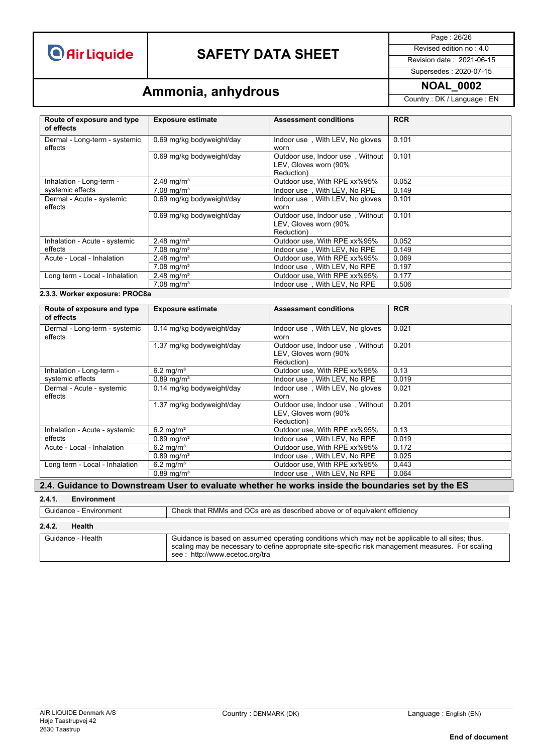| Route of exposure and type of effects | Exposure estimate | Assessment conditions | RCR |
|---|---|---|---|
| Dermal - Long-term - systemic effects | 0.69 mg/kg bodyweight/day | Indoor use , With LEV, No gloves worn | 0.101 |
| | 0.69 mg/kg bodyweight/day | Outdoor use, Indoor use , Without LEV, Gloves worn (90% Reduction) | 0.101 |
| Inhalation - Long-term - systemic effects | 2.48 mg/m³ | Outdoor use, With RPE xx%95% | 0.052 |
| | 7.08 mg/m³ | Indoor use , With LEV, No RPE | 0.149 |
| Dermal - Acute - systemic effects | 0.69 mg/kg bodyweight/day | Indoor use , With LEV, No gloves worn | 0.101 |
| | 0.69 mg/kg bodyweight/day | Outdoor use, Indoor use , Without LEV, Gloves worn (90% Reduction) | 0.101 |
| Inhalation - Acute - systemic effects | 2.48 mg/m³ | Outdoor use, With RPE xx%95% | 0.052 |
| | 7.08 mg/m³ | Indoor use , With LEV, No RPE | 0.149 |
| Acute - Local - Inhalation | 2.48 mg/m³ | Outdoor use, With RPE xx%95% | 0.069 |
| | 7.08 mg/m³ | Indoor use , With LEV, No RPE | 0.197 |
| Long term - Local - Inhalation | 2.48 mg/m³ | Outdoor use, With RPE xx%95% | 0.177 |
| | 7.08 mg/m³ | Indoor use , With LEV, No RPE | 0.506 |

#### 2.3.3. Worker exposure: PROC8a

| Route of exposure and type of effects | Exposure estimate | Assessment conditions | RCR |
|---|---|---|---|
| Dermal - Long-term - systemic effects | 0.14 mg/kg bodyweight/day | Indoor use , With LEV, No gloves worn | 0.021 |
| | 1.37 mg/kg bodyweight/day | Outdoor use, Indoor use , Without LEV, Gloves worn (90% Reduction) | 0.201 |
| Inhalation - Long-term - systemic effects | 6.2 mg/m³ | Outdoor use, With RPE xx%95% | 0.13 |
| | 0.89 mg/m³ | Indoor use , With LEV, No RPE | 0.019 |
| Dermal - Acute - systemic effects | 0.14 mg/kg bodyweight/day | Indoor use , With LEV, No gloves worn | 0.021 |
| | 1.37 mg/kg bodyweight/day | Outdoor use, Indoor use , Without LEV, Gloves worn (90% Reduction) | 0.201 |
| Inhalation - Acute - systemic effects | 6.2 mg/m³ | Outdoor use, With RPE xx%95% | 0.13 |
| | 0.89 mg/m³ | Indoor use , With LEV, No RPE | 0.019 |
| Acute - Local - Inhalation | 6.2 mg/m³ | Outdoor use, With RPE xx%95% | 0.172 |
| | 0.89 mg/m³ | Indoor use , With LEV, No RPE | 0.025 |
| Long term - Local - Inhalation | 6.2 mg/m³ | Outdoor use, With RPE xx%95% | 0.443 |
| | 0.89 mg/m³ | Indoor use , With LEV, No RPE | 0.064 |

## 2.4. Guidance to Downstream User to evaluate whether he works inside the boundaries set by the ES

### 2.4.1. Environment

| | |
|---|---|
| Guidance - Environment | Check that RMMs and OCs are as described above or of equivalent efficiency |

### 2.4.2. Health

| | |
|---|---|
| Guidance - Health | Guidance is based on assumed operating conditions which may not be applicable to all sites; thus, scaling may be necessary to define appropriate site-specific risk management measures. For scaling see : http://www.ecetoc.org/tra |

AIR LIQUIDE Denmark A/S
Høje Taastrupvej 42
2630 Taastrup

Country : DENMARK (DK)

Language : English (EN)

**End of document**